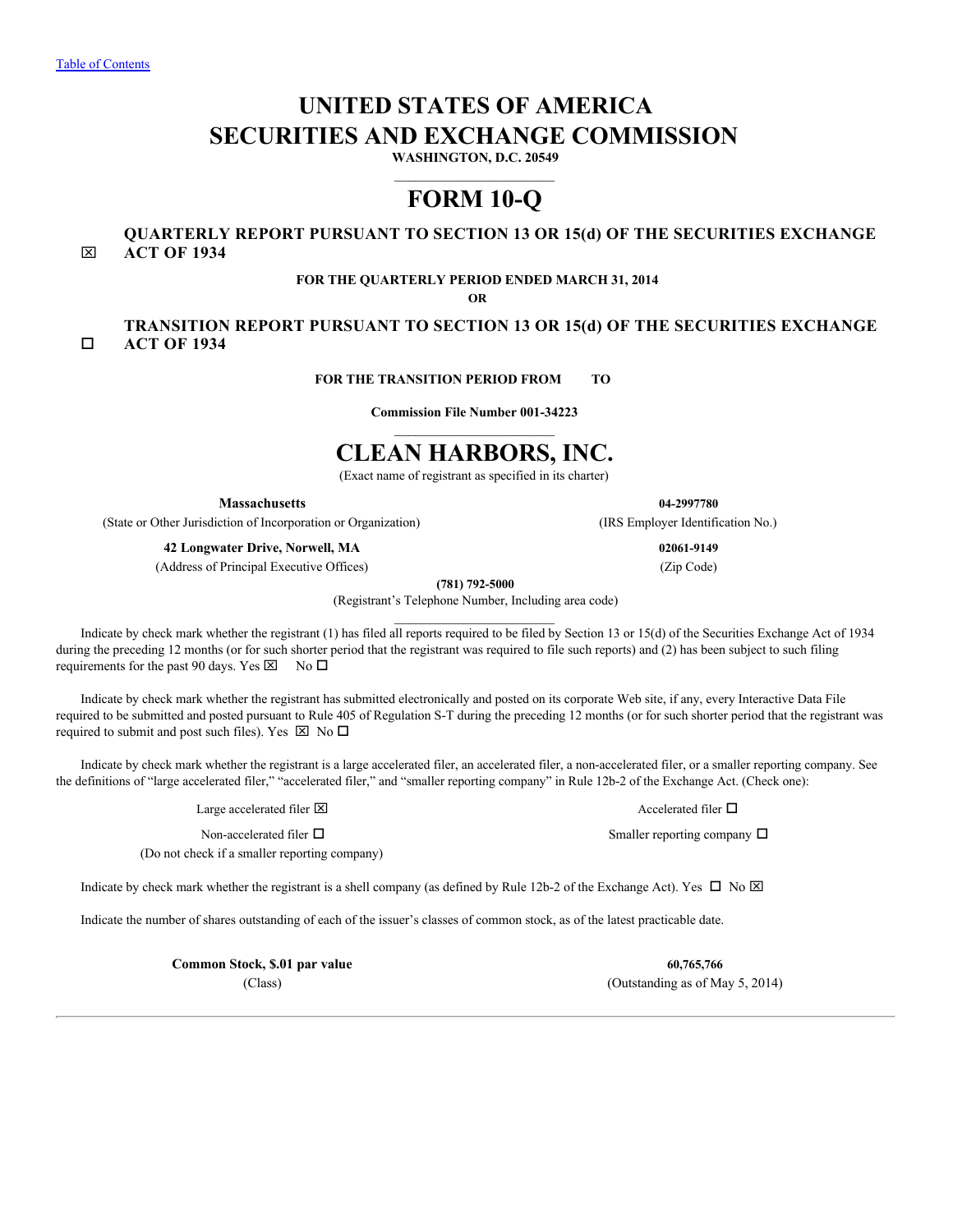Table of Contents

# UNITED STATES OF AMERICA
# SECURITIES AND EXCHANGE COMMISSION

**WASHINGTON, D.C. 20549**

# FORM 10-Q

☒ **QUARTERLY REPORT PURSUANT TO SECTION 13 OR 15(d) OF THE SECURITIES EXCHANGE ACT OF 1934**

**FOR THE QUARTERLY PERIOD ENDED MARCH 31, 2014**

**OR**

☐ **TRANSITION REPORT PURSUANT TO SECTION 13 OR 15(d) OF THE SECURITIES EXCHANGE ACT OF 1934**

**FOR THE TRANSITION PERIOD FROM TO**

**Commission File Number 001-34223**

# CLEAN HARBORS, INC.

(Exact name of registrant as specified in its charter)

| **Massachusetts** | **04-2997780** |
|---|---|
| (State or Other Jurisdiction of Incorporation or Organization) | (IRS Employer Identification No.) |
| **42 Longwater Drive, Norwell, MA** | **02061-9149** |
| (Address of Principal Executive Offices) | (Zip Code) |

**(781) 792-5000**

(Registrant's Telephone Number, Including area code)

Indicate by check mark whether the registrant (1) has filed all reports required to be filed by Section 13 or 15(d) of the Securities Exchange Act of 1934 during the preceding 12 months (or for such shorter period that the registrant was required to file such reports) and (2) has been subject to such filing requirements for the past 90 days. Yes ☒ No ☐

Indicate by check mark whether the registrant has submitted electronically and posted on its corporate Web site, if any, every Interactive Data File required to be submitted and posted pursuant to Rule 405 of Regulation S-T during the preceding 12 months (or for such shorter period that the registrant was required to submit and post such files). Yes ☒ No ☐

Indicate by check mark whether the registrant is a large accelerated filer, an accelerated filer, a non-accelerated filer, or a smaller reporting company. See the definitions of "large accelerated filer," "accelerated filer," and "smaller reporting company" in Rule 12b-2 of the Exchange Act. (Check one):

| | |
|---|---|
| Large accelerated filer ☒ | Accelerated filer ☐ |
| Non-accelerated filer ☐<br>(Do not check if a smaller reporting company) | Smaller reporting company ☐ |

Indicate by check mark whether the registrant is a shell company (as defined by Rule 12b-2 of the Exchange Act). Yes ☐ No ☒

Indicate the number of shares outstanding of each of the issuer's classes of common stock, as of the latest practicable date.

| **Common Stock, $.01 par value** | **60,765,766** |
|---|---|
| (Class) | (Outstanding as of May 5, 2014) |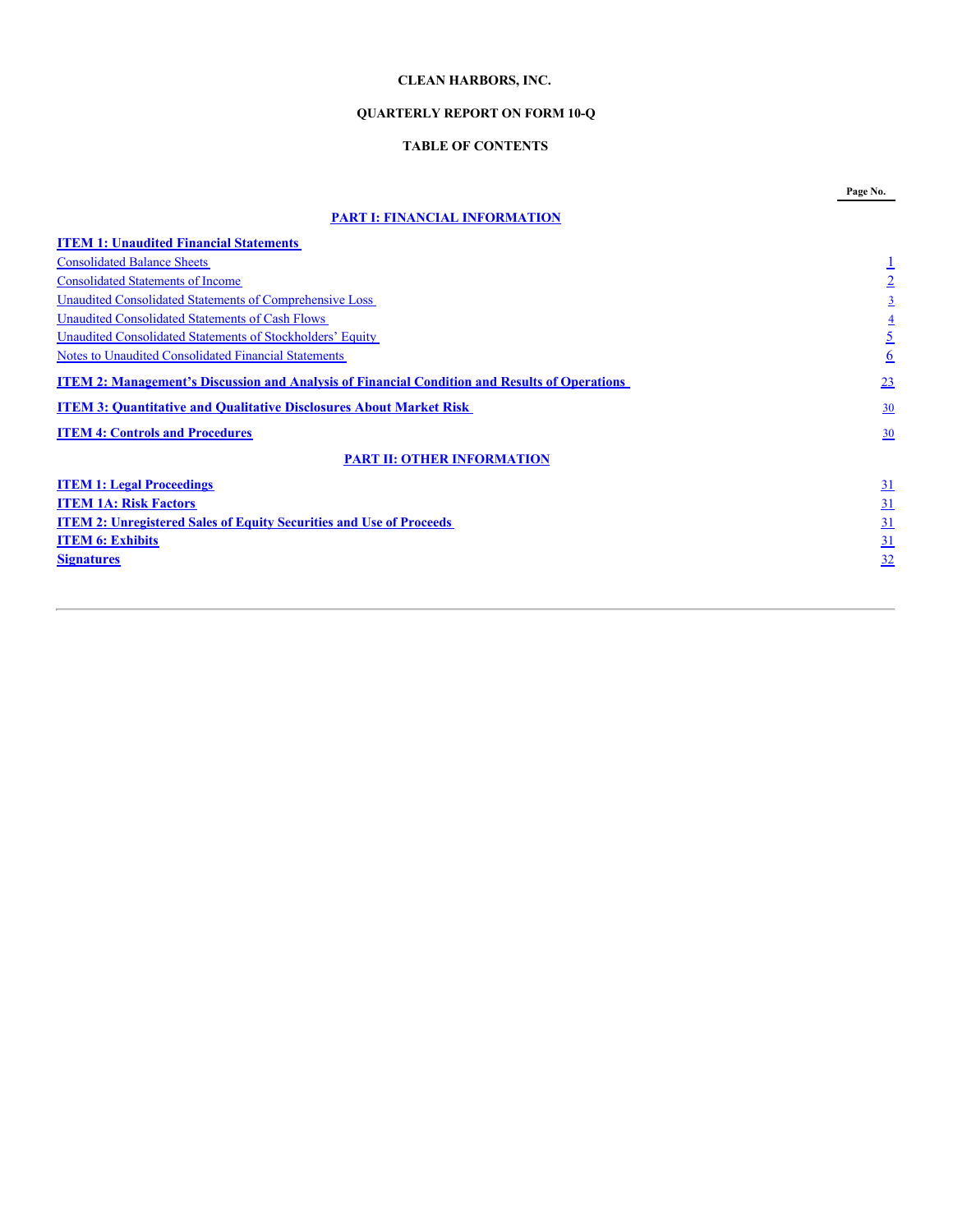**CLEAN HARBORS, INC.**

**QUARTERLY REPORT ON FORM 10-Q**

**TABLE OF CONTENTS**

| | Page No. |
|---|---|
| **PART I: FINANCIAL INFORMATION** | |
| **ITEM 1: Unaudited Financial Statements** | |
| Consolidated Balance Sheets | 1 |
| Consolidated Statements of Income | 2 |
| Unaudited Consolidated Statements of Comprehensive Loss | 3 |
| Unaudited Consolidated Statements of Cash Flows | 4 |
| Unaudited Consolidated Statements of Stockholders' Equity | 5 |
| Notes to Unaudited Consolidated Financial Statements | 6 |
| **ITEM 2: Management's Discussion and Analysis of Financial Condition and Results of Operations** | 23 |
| **ITEM 3: Quantitative and Qualitative Disclosures About Market Risk** | 30 |
| **ITEM 4: Controls and Procedures** | 30 |
| **PART II: OTHER INFORMATION** | |
| **ITEM 1: Legal Proceedings** | 31 |
| **ITEM 1A: Risk Factors** | 31 |
| **ITEM 2: Unregistered Sales of Equity Securities and Use of Proceeds** | 31 |
| **ITEM 6: Exhibits** | 31 |
| **Signatures** | 32 |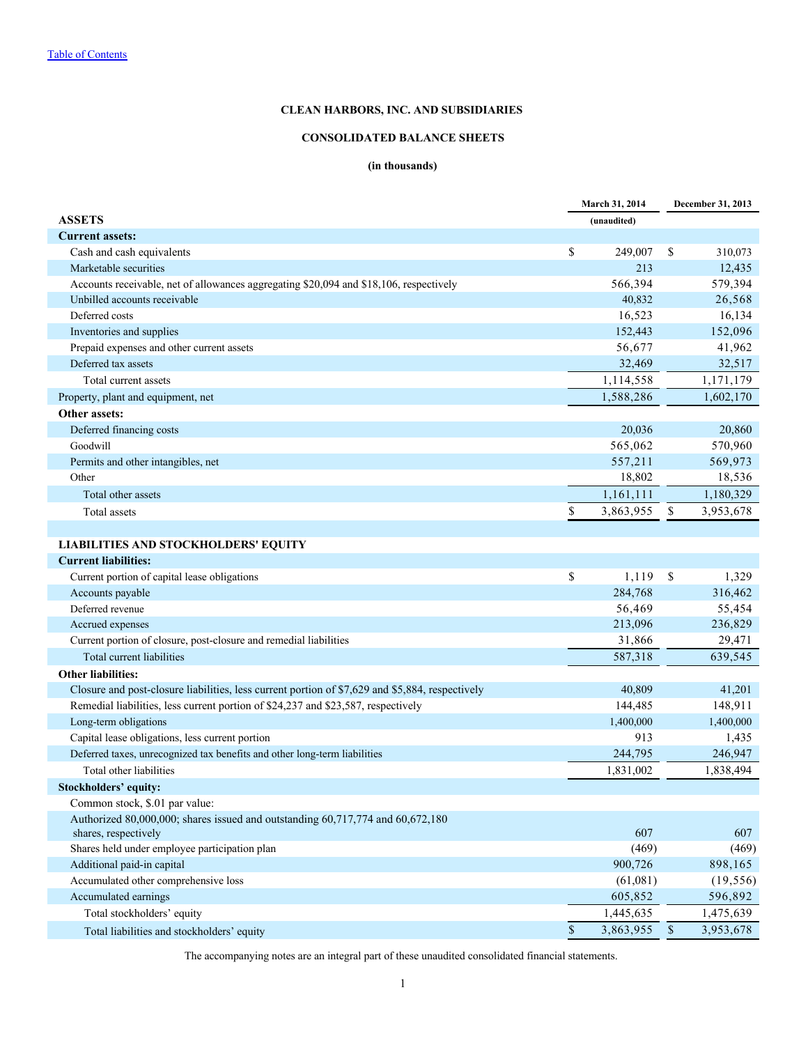[Table of Contents](#)

# CLEAN HARBORS, INC. AND SUBSIDIARIES

## CONSOLIDATED BALANCE SHEETS

**(in thousands)**

| | March 31, 2014 (unaudited) | December 31, 2013 |
|---|---|---|
| **ASSETS** | | |
| **Current assets:** | | |
| Cash and cash equivalents | $ 249,007 | $ 310,073 |
| Marketable securities | 213 | 12,435 |
| Accounts receivable, net of allowances aggregating $20,094 and $18,106, respectively | 566,394 | 579,394 |
| Unbilled accounts receivable | 40,832 | 26,568 |
| Deferred costs | 16,523 | 16,134 |
| Inventories and supplies | 152,443 | 152,096 |
| Prepaid expenses and other current assets | 56,677 | 41,962 |
| Deferred tax assets | 32,469 | 32,517 |
| Total current assets | 1,114,558 | 1,171,179 |
| Property, plant and equipment, net | 1,588,286 | 1,602,170 |
| **Other assets:** | | |
| Deferred financing costs | 20,036 | 20,860 |
| Goodwill | 565,062 | 570,960 |
| Permits and other intangibles, net | 557,211 | 569,973 |
| Other | 18,802 | 18,536 |
| Total other assets | 1,161,111 | 1,180,329 |
| Total assets | $ 3,863,955 | $ 3,953,678 |
| **LIABILITIES AND STOCKHOLDERS' EQUITY** | | |
| **Current liabilities:** | | |
| Current portion of capital lease obligations | $ 1,119 | $ 1,329 |
| Accounts payable | 284,768 | 316,462 |
| Deferred revenue | 56,469 | 55,454 |
| Accrued expenses | 213,096 | 236,829 |
| Current portion of closure, post-closure and remedial liabilities | 31,866 | 29,471 |
| Total current liabilities | 587,318 | 639,545 |
| **Other liabilities:** | | |
| Closure and post-closure liabilities, less current portion of $7,629 and $5,884, respectively | 40,809 | 41,201 |
| Remedial liabilities, less current portion of $24,237 and $23,587, respectively | 144,485 | 148,911 |
| Long-term obligations | 1,400,000 | 1,400,000 |
| Capital lease obligations, less current portion | 913 | 1,435 |
| Deferred taxes, unrecognized tax benefits and other long-term liabilities | 244,795 | 246,947 |
| Total other liabilities | 1,831,002 | 1,838,494 |
| **Stockholders' equity:** | | |
| Common stock, $.01 par value: | | |
| Authorized 80,000,000; shares issued and outstanding 60,717,774 and 60,672,180 shares, respectively | 607 | 607 |
| Shares held under employee participation plan | (469) | (469) |
| Additional paid-in capital | 900,726 | 898,165 |
| Accumulated other comprehensive loss | (61,081) | (19,556) |
| Accumulated earnings | 605,852 | 596,892 |
| Total stockholders' equity | 1,445,635 | 1,475,639 |
| Total liabilities and stockholders' equity | $ 3,863,955 | $ 3,953,678 |

The accompanying notes are an integral part of these unaudited consolidated financial statements.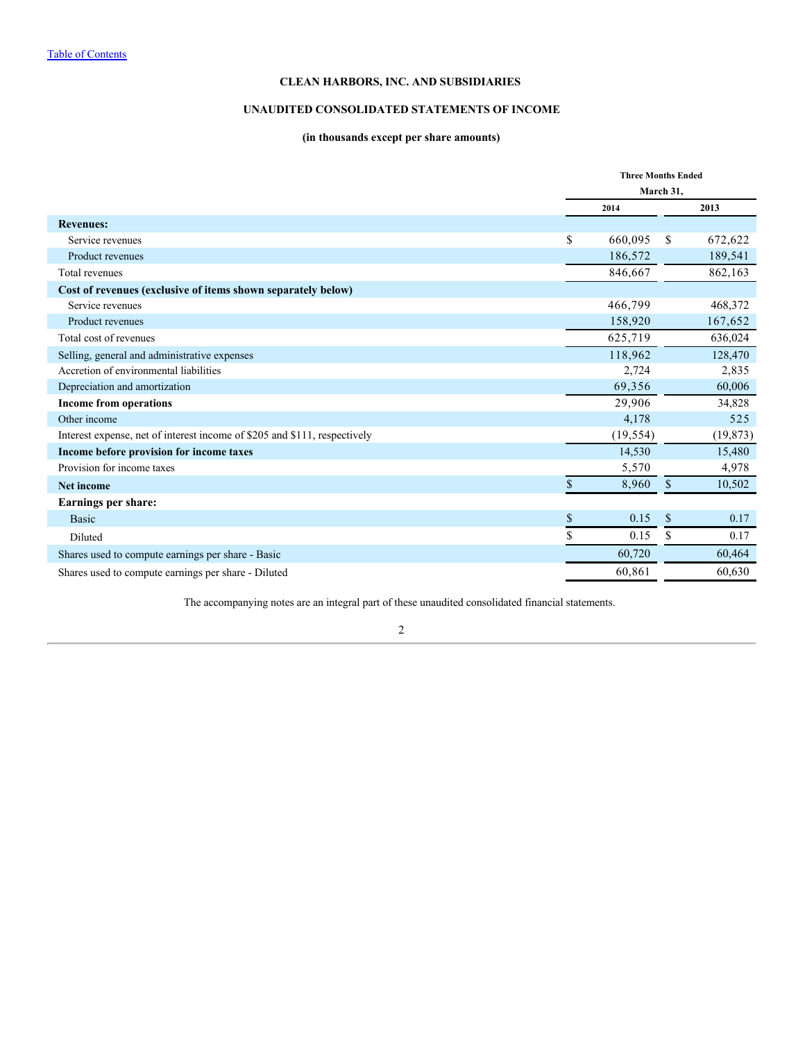Table of Contents

# CLEAN HARBORS, INC. AND SUBSIDIARIES

## UNAUDITED CONSOLIDATED STATEMENTS OF INCOME

### (in thousands except per share amounts)

| | Three Months Ended March 31, | |
|---|---|---|
| | 2014 | 2013 |
| **Revenues:** | | |
| Service revenues | $ 660,095 | $ 672,622 |
| Product revenues | 186,572 | 189,541 |
| Total revenues | 846,667 | 862,163 |
| **Cost of revenues (exclusive of items shown separately below)** | | |
| Service revenues | 466,799 | 468,372 |
| Product revenues | 158,920 | 167,652 |
| Total cost of revenues | 625,719 | 636,024 |
| Selling, general and administrative expenses | 118,962 | 128,470 |
| Accretion of environmental liabilities | 2,724 | 2,835 |
| Depreciation and amortization | 69,356 | 60,006 |
| **Income from operations** | 29,906 | 34,828 |
| Other income | 4,178 | 525 |
| Interest expense, net of interest income of $205 and $111, respectively | (19,554) | (19,873) |
| **Income before provision for income taxes** | 14,530 | 15,480 |
| Provision for income taxes | 5,570 | 4,978 |
| **Net income** | $ 8,960 | $ 10,502 |
| **Earnings per share:** | | |
| Basic | $ 0.15 | $ 0.17 |
| Diluted | $ 0.15 | $ 0.17 |
| Shares used to compute earnings per share - Basic | 60,720 | 60,464 |
| Shares used to compute earnings per share - Diluted | 60,861 | 60,630 |

The accompanying notes are an integral part of these unaudited consolidated financial statements.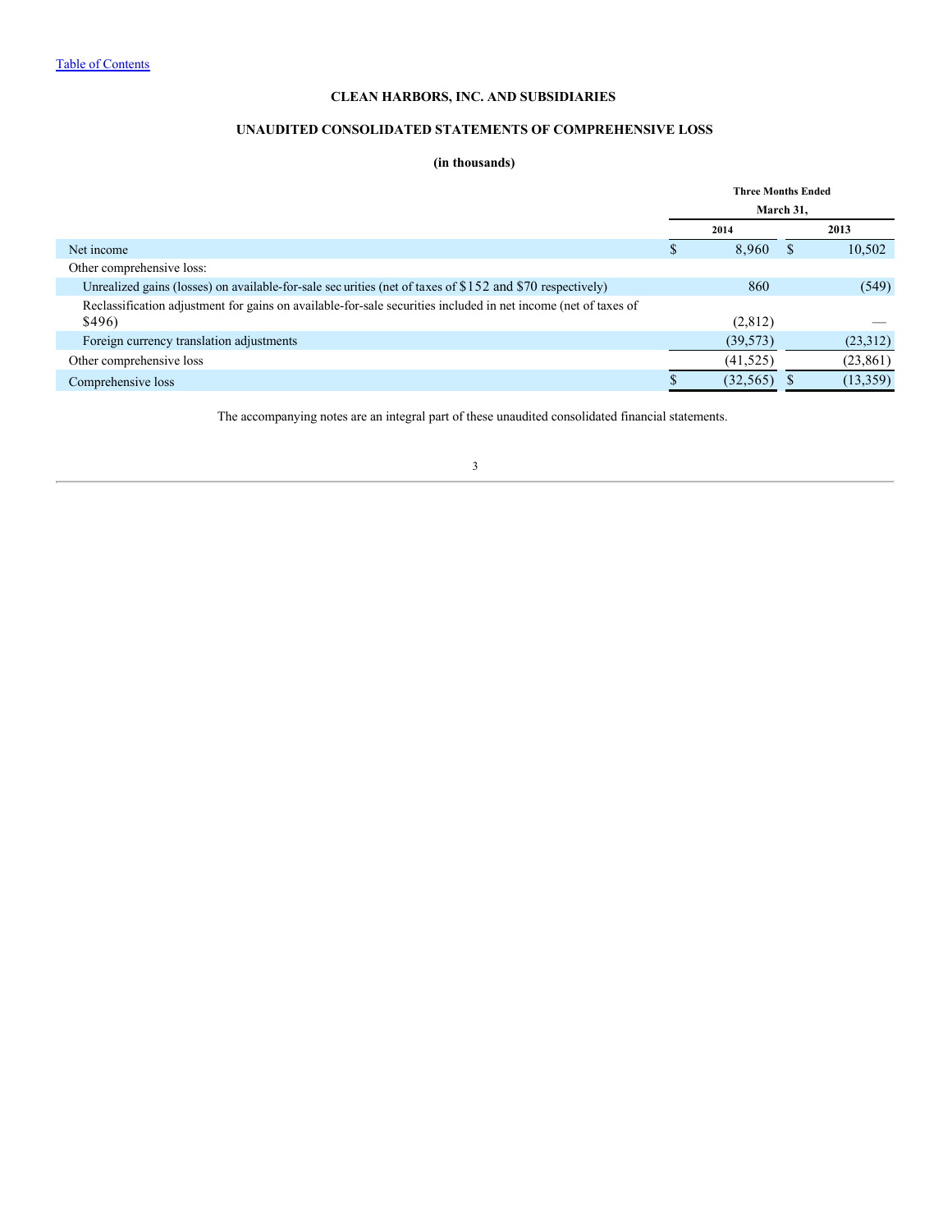# CLEAN HARBORS, INC. AND SUBSIDIARIES

## UNAUDITED CONSOLIDATED STATEMENTS OF COMPREHENSIVE LOSS

**(in thousands)**

| | Three Months Ended March 31, | |
|---|---|---|
| | 2014 | 2013 |
| Net income | $ 8,960 | $ 10,502 |
| Other comprehensive loss: | | |
| Unrealized gains (losses) on available-for-sale securities (net of taxes of $152 and $70 respectively) | 860 | (549) |
| Reclassification adjustment for gains on available-for-sale securities included in net income (net of taxes of $496) | (2,812) | — |
| Foreign currency translation adjustments | (39,573) | (23,312) |
| Other comprehensive loss | (41,525) | (23,861) |
| Comprehensive loss | $ (32,565) | $ (13,359) |

The accompanying notes are an integral part of these unaudited consolidated financial statements.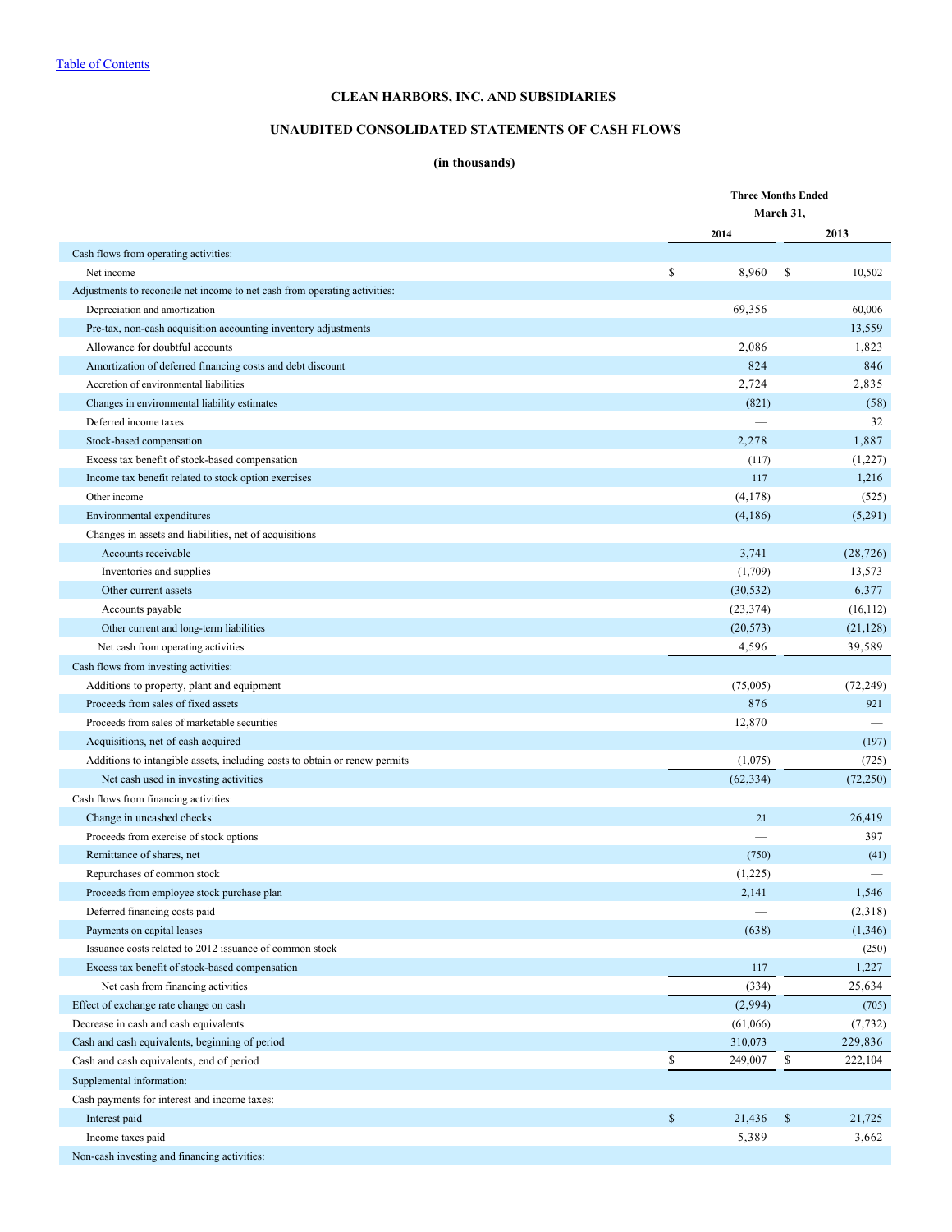Table of Contents

# CLEAN HARBORS, INC. AND SUBSIDIARIES

## UNAUDITED CONSOLIDATED STATEMENTS OF CASH FLOWS

**(in thousands)**

| | Three Months Ended March 31, | |
|---|---|---|
| | 2014 | 2013 |
| Cash flows from operating activities: | | |
| Net income | $ 8,960 | $ 10,502 |
| Adjustments to reconcile net income to net cash from operating activities: | | |
| Depreciation and amortization | 69,356 | 60,006 |
| Pre-tax, non-cash acquisition accounting inventory adjustments | — | 13,559 |
| Allowance for doubtful accounts | 2,086 | 1,823 |
| Amortization of deferred financing costs and debt discount | 824 | 846 |
| Accretion of environmental liabilities | 2,724 | 2,835 |
| Changes in environmental liability estimates | (821) | (58) |
| Deferred income taxes | — | 32 |
| Stock-based compensation | 2,278 | 1,887 |
| Excess tax benefit of stock-based compensation | (117) | (1,227) |
| Income tax benefit related to stock option exercises | 117 | 1,216 |
| Other income | (4,178) | (525) |
| Environmental expenditures | (4,186) | (5,291) |
| Changes in assets and liabilities, net of acquisitions | | |
| Accounts receivable | 3,741 | (28,726) |
| Inventories and supplies | (1,709) | 13,573 |
| Other current assets | (30,532) | 6,377 |
| Accounts payable | (23,374) | (16,112) |
| Other current and long-term liabilities | (20,573) | (21,128) |
| Net cash from operating activities | 4,596 | 39,589 |
| Cash flows from investing activities: | | |
| Additions to property, plant and equipment | (75,005) | (72,249) |
| Proceeds from sales of fixed assets | 876 | 921 |
| Proceeds from sales of marketable securities | 12,870 | — |
| Acquisitions, net of cash acquired | — | (197) |
| Additions to intangible assets, including costs to obtain or renew permits | (1,075) | (725) |
| Net cash used in investing activities | (62,334) | (72,250) |
| Cash flows from financing activities: | | |
| Change in uncashed checks | 21 | 26,419 |
| Proceeds from exercise of stock options | — | 397 |
| Remittance of shares, net | (750) | (41) |
| Repurchases of common stock | (1,225) | — |
| Proceeds from employee stock purchase plan | 2,141 | 1,546 |
| Deferred financing costs paid | — | (2,318) |
| Payments on capital leases | (638) | (1,346) |
| Issuance costs related to 2012 issuance of common stock | — | (250) |
| Excess tax benefit of stock-based compensation | 117 | 1,227 |
| Net cash from financing activities | (334) | 25,634 |
| Effect of exchange rate change on cash | (2,994) | (705) |
| Decrease in cash and cash equivalents | (61,066) | (7,732) |
| Cash and cash equivalents, beginning of period | 310,073 | 229,836 |
| Cash and cash equivalents, end of period | $ 249,007 | $ 222,104 |
| Supplemental information: | | |
| Cash payments for interest and income taxes: | | |
| Interest paid | $ 21,436 | $ 21,725 |
| Income taxes paid | 5,389 | 3,662 |
| Non-cash investing and financing activities: | | |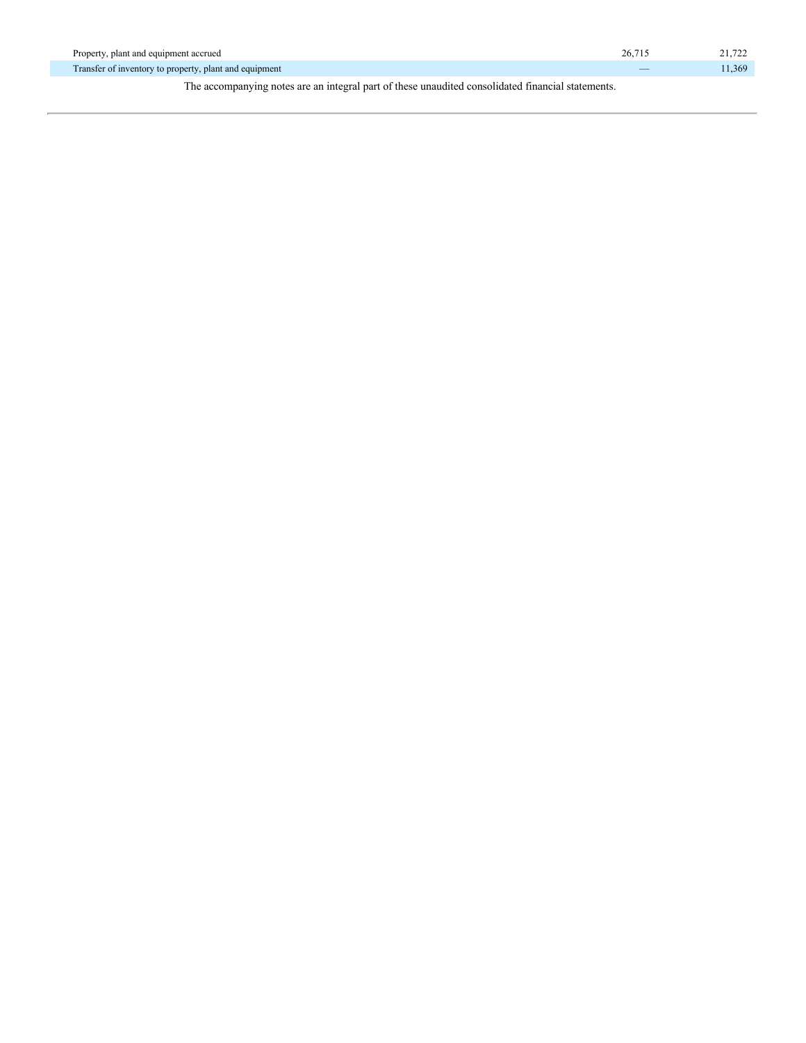| | | |
|---|---|---|
| Property, plant and equipment accrued | 26,715 | 21,722 |
| Transfer of inventory to property, plant and equipment | — | 11,369 |

The accompanying notes are an integral part of these unaudited consolidated financial statements.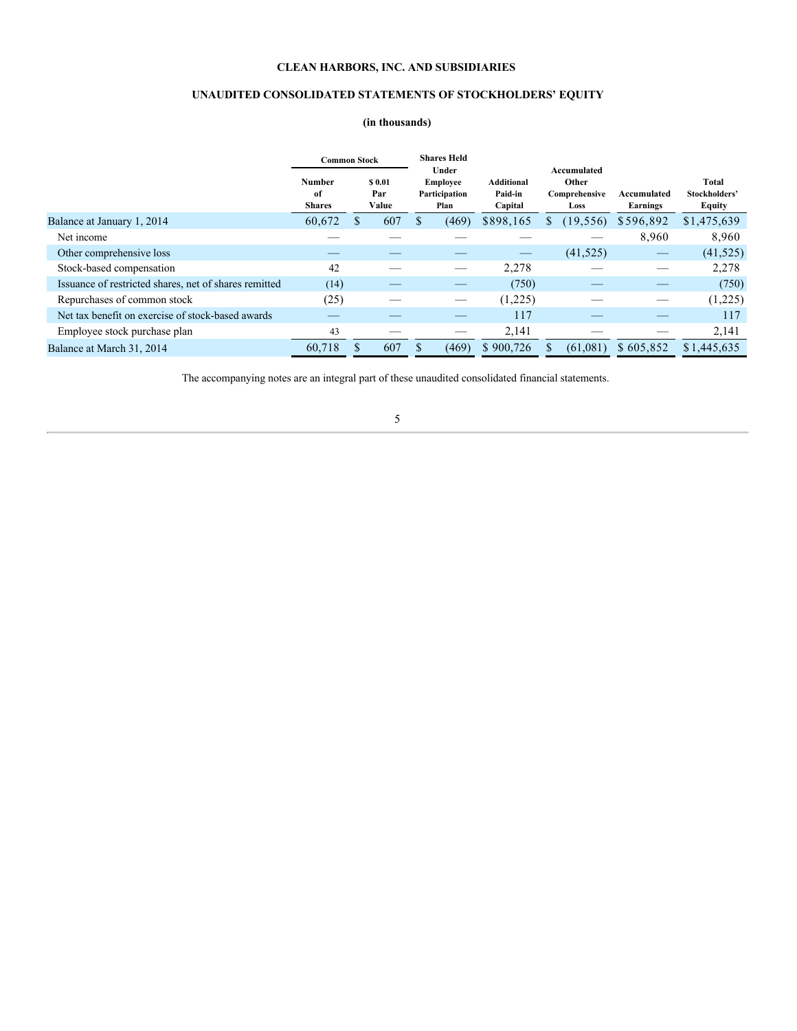**CLEAN HARBORS, INC. AND SUBSIDIARIES**

**UNAUDITED CONSOLIDATED STATEMENTS OF STOCKHOLDERS' EQUITY**

**(in thousands)**

| | Common Stock | | Shares Held Under Employee Participation Plan | Additional Paid-in Capital | Accumulated Other Comprehensive Loss | Accumulated Earnings | Total Stockholders' Equity |
|---|---|---|---|---|---|---|---|
| | Number of Shares | $ 0.01 Par Value | | | | | |
| Balance at January 1, 2014 | 60,672 | $ 607 | $ (469) | $898,165 | $ (19,556) | $596,892 | $1,475,639 |
| Net income | — | — | — | — | — | 8,960 | 8,960 |
| Other comprehensive loss | — | — | — | — | (41,525) | — | (41,525) |
| Stock-based compensation | 42 | — | — | 2,278 | — | — | 2,278 |
| Issuance of restricted shares, net of shares remitted | (14) | — | — | (750) | — | — | (750) |
| Repurchases of common stock | (25) | — | — | (1,225) | — | — | (1,225) |
| Net tax benefit on exercise of stock-based awards | — | — | — | 117 | — | — | 117 |
| Employee stock purchase plan | 43 | — | — | 2,141 | — | — | 2,141 |
| Balance at March 31, 2014 | 60,718 | $ 607 | $ (469) | $ 900,726 | $ (61,081) | $ 605,852 | $1,445,635 |

The accompanying notes are an integral part of these unaudited consolidated financial statements.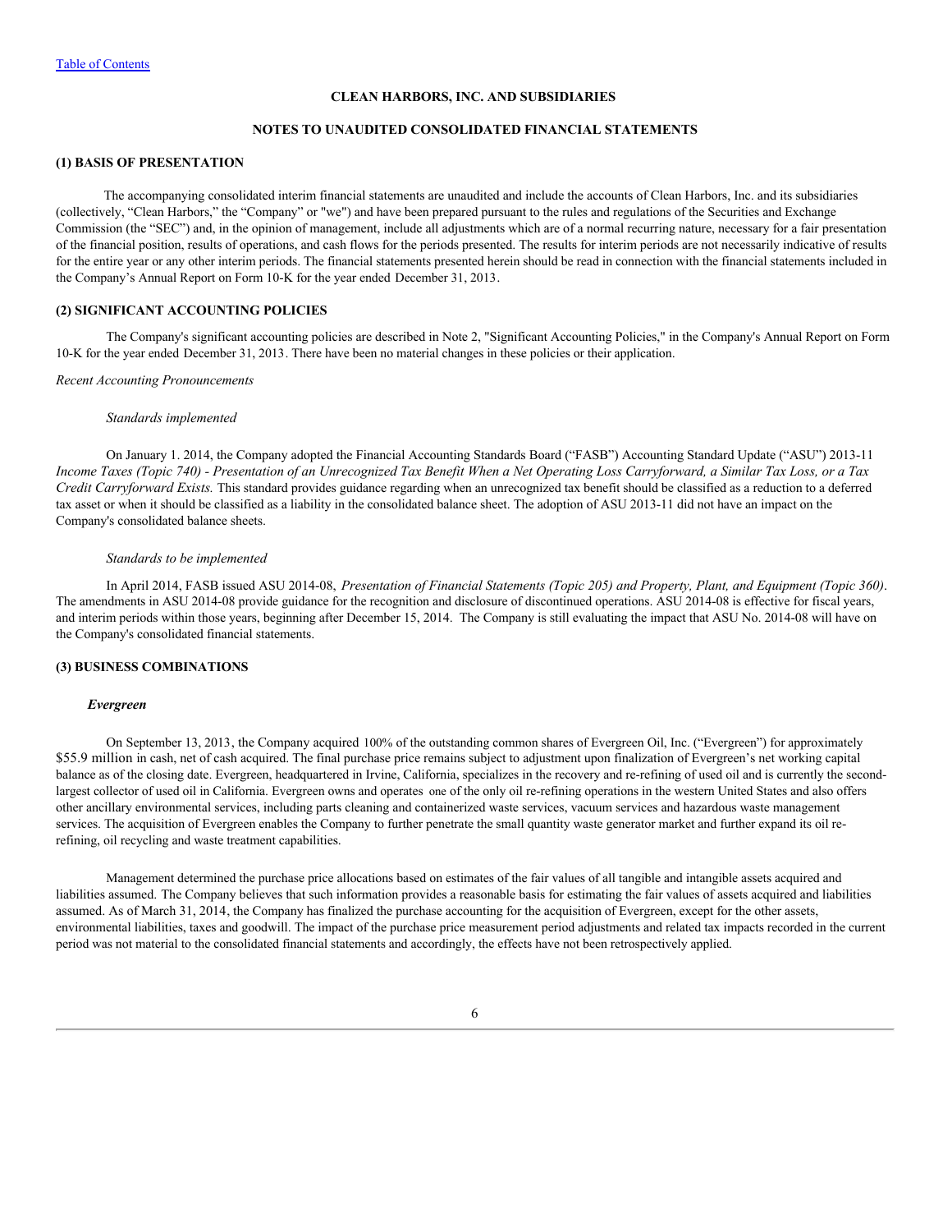CLEAN HARBORS, INC. AND SUBSIDIARIES

NOTES TO UNAUDITED CONSOLIDATED FINANCIAL STATEMENTS

### (1) BASIS OF PRESENTATION

The accompanying consolidated interim financial statements are unaudited and include the accounts of Clean Harbors, Inc. and its subsidiaries (collectively, "Clean Harbors," the "Company" or "we") and have been prepared pursuant to the rules and regulations of the Securities and Exchange Commission (the "SEC") and, in the opinion of management, include all adjustments which are of a normal recurring nature, necessary for a fair presentation of the financial position, results of operations, and cash flows for the periods presented. The results for interim periods are not necessarily indicative of results for the entire year or any other interim periods. The financial statements presented herein should be read in connection with the financial statements included in the Company's Annual Report on Form 10-K for the year ended December 31, 2013.

### (2) SIGNIFICANT ACCOUNTING POLICIES

The Company's significant accounting policies are described in Note 2, "Significant Accounting Policies," in the Company's Annual Report on Form 10-K for the year ended December 31, 2013. There have been no material changes in these policies or their application.

*Recent Accounting Pronouncements*

*Standards implemented*

On January 1. 2014, the Company adopted the Financial Accounting Standards Board ("FASB") Accounting Standard Update ("ASU") 2013-11 *Income Taxes (Topic 740) - Presentation of an Unrecognized Tax Benefit When a Net Operating Loss Carryforward, a Similar Tax Loss, or a Tax Credit Carryforward Exists.* This standard provides guidance regarding when an unrecognized tax benefit should be classified as a reduction to a deferred tax asset or when it should be classified as a liability in the consolidated balance sheet. The adoption of ASU 2013-11 did not have an impact on the Company's consolidated balance sheets.

*Standards to be implemented*

In April 2014, FASB issued ASU 2014-08, *Presentation of Financial Statements (Topic 205) and Property, Plant, and Equipment (Topic 360)*. The amendments in ASU 2014-08 provide guidance for the recognition and disclosure of discontinued operations. ASU 2014-08 is effective for fiscal years, and interim periods within those years, beginning after December 15, 2014. The Company is still evaluating the impact that ASU No. 2014-08 will have on the Company's consolidated financial statements.

### (3) BUSINESS COMBINATIONS

***Evergreen***

On September 13, 2013, the Company acquired 100% of the outstanding common shares of Evergreen Oil, Inc. ("Evergreen") for approximately $55.9 million in cash, net of cash acquired. The final purchase price remains subject to adjustment upon finalization of Evergreen's net working capital balance as of the closing date. Evergreen, headquartered in Irvine, California, specializes in the recovery and re-refining of used oil and is currently the second-largest collector of used oil in California. Evergreen owns and operates one of the only oil re-refining operations in the western United States and also offers other ancillary environmental services, including parts cleaning and containerized waste services, vacuum services and hazardous waste management services. The acquisition of Evergreen enables the Company to further penetrate the small quantity waste generator market and further expand its oil re-refining, oil recycling and waste treatment capabilities.

Management determined the purchase price allocations based on estimates of the fair values of all tangible and intangible assets acquired and liabilities assumed. The Company believes that such information provides a reasonable basis for estimating the fair values of assets acquired and liabilities assumed. As of March 31, 2014, the Company has finalized the purchase accounting for the acquisition of Evergreen, except for the other assets, environmental liabilities, taxes and goodwill. The impact of the purchase price measurement period adjustments and related tax impacts recorded in the current period was not material to the consolidated financial statements and accordingly, the effects have not been retrospectively applied.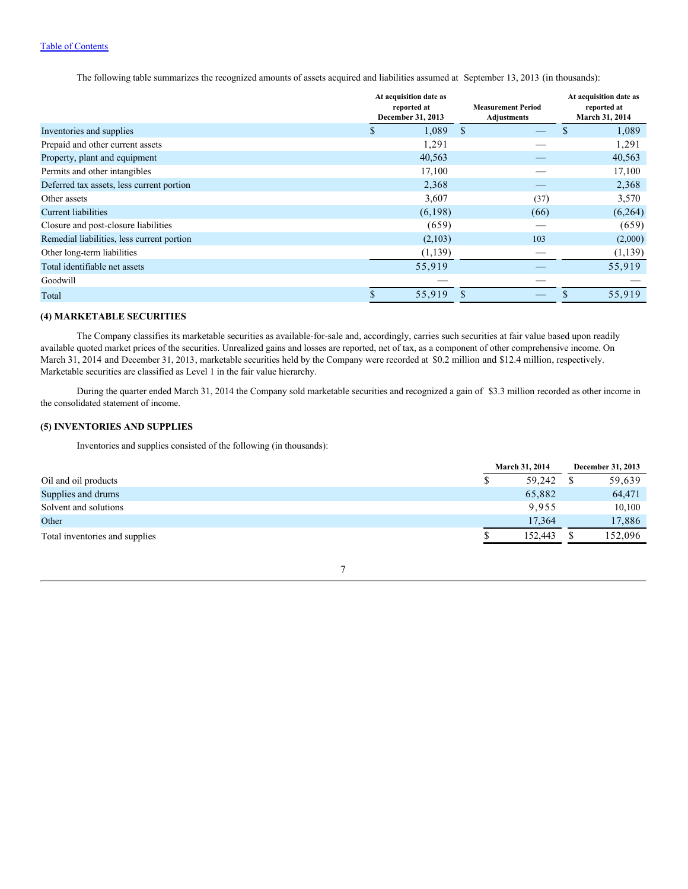The following table summarizes the recognized amounts of assets acquired and liabilities assumed at September 13, 2013 (in thousands):

| | At acquisition date as reported at December 31, 2013 | Measurement Period Adjustments | At acquisition date as reported at March 31, 2014 |
|---|---|---|---|
| Inventories and supplies | $ 1,089 | $ — | $ 1,089 |
| Prepaid and other current assets | 1,291 | — | 1,291 |
| Property, plant and equipment | 40,563 | — | 40,563 |
| Permits and other intangibles | 17,100 | — | 17,100 |
| Deferred tax assets, less current portion | 2,368 | — | 2,368 |
| Other assets | 3,607 | (37) | 3,570 |
| Current liabilities | (6,198) | (66) | (6,264) |
| Closure and post-closure liabilities | (659) | — | (659) |
| Remedial liabilities, less current portion | (2,103) | 103 | (2,000) |
| Other long-term liabilities | (1,139) | — | (1,139) |
| Total identifiable net assets | 55,919 | — | 55,919 |
| Goodwill | — | — | — |
| Total | $ 55,919 | $ — | $ 55,919 |

**(4) MARKETABLE SECURITIES**

The Company classifies its marketable securities as available-for-sale and, accordingly, carries such securities at fair value based upon readily available quoted market prices of the securities. Unrealized gains and losses are reported, net of tax, as a component of other comprehensive income. On March 31, 2014 and December 31, 2013, marketable securities held by the Company were recorded at $0.2 million and $12.4 million, respectively. Marketable securities are classified as Level 1 in the fair value hierarchy.

During the quarter ended March 31, 2014 the Company sold marketable securities and recognized a gain of $3.3 million recorded as other income in the consolidated statement of income.

**(5) INVENTORIES AND SUPPLIES**

Inventories and supplies consisted of the following (in thousands):

| | March 31, 2014 | December 31, 2013 |
|---|---|---|
| Oil and oil products | $ 59,242 | $ 59,639 |
| Supplies and drums | 65,882 | 64,471 |
| Solvent and solutions | 9,955 | 10,100 |
| Other | 17,364 | 17,886 |
| Total inventories and supplies | $ 152,443 | $ 152,096 |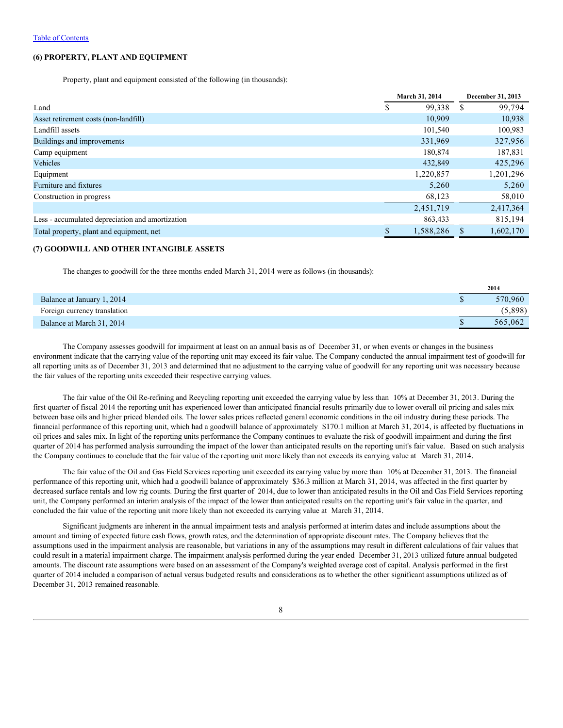Table of Contents

### (6) PROPERTY, PLANT AND EQUIPMENT

Property, plant and equipment consisted of the following (in thousands):

| | March 31, 2014 | December 31, 2013 |
|---|---|---|
| Land | $ 99,338 | $ 99,794 |
| Asset retirement costs (non-landfill) | 10,909 | 10,938 |
| Landfill assets | 101,540 | 100,983 |
| Buildings and improvements | 331,969 | 327,956 |
| Camp equipment | 180,874 | 187,831 |
| Vehicles | 432,849 | 425,296 |
| Equipment | 1,220,857 | 1,201,296 |
| Furniture and fixtures | 5,260 | 5,260 |
| Construction in progress | 68,123 | 58,010 |
| | 2,451,719 | 2,417,364 |
| Less - accumulated depreciation and amortization | 863,433 | 815,194 |
| Total property, plant and equipment, net | $ 1,588,286 | $ 1,602,170 |

### (7) GOODWILL AND OTHER INTANGIBLE ASSETS

The changes to goodwill for the three months ended March 31, 2014 were as follows (in thousands):

| | 2014 |
|---|---|
| Balance at January 1, 2014 | $ 570,960 |
| Foreign currency translation | (5,898) |
| Balance at March 31, 2014 | $ 565,062 |

The Company assesses goodwill for impairment at least on an annual basis as of December 31, or when events or changes in the business environment indicate that the carrying value of the reporting unit may exceed its fair value. The Company conducted the annual impairment test of goodwill for all reporting units as of December 31, 2013 and determined that no adjustment to the carrying value of goodwill for any reporting unit was necessary because the fair values of the reporting units exceeded their respective carrying values.

The fair value of the Oil Re-refining and Recycling reporting unit exceeded the carrying value by less than 10% at December 31, 2013. During the first quarter of fiscal 2014 the reporting unit has experienced lower than anticipated financial results primarily due to lower overall oil pricing and sales mix between base oils and higher priced blended oils. The lower sales prices reflected general economic conditions in the oil industry during these periods. The financial performance of this reporting unit, which had a goodwill balance of approximately $170.1 million at March 31, 2014, is affected by fluctuations in oil prices and sales mix. In light of the reporting units performance the Company continues to evaluate the risk of goodwill impairment and during the first quarter of 2014 has performed analysis surrounding the impact of the lower than anticipated results on the reporting unit's fair value. Based on such analysis the Company continues to conclude that the fair value of the reporting unit more likely than not exceeds its carrying value at March 31, 2014.

The fair value of the Oil and Gas Field Services reporting unit exceeded its carrying value by more than 10% at December 31, 2013. The financial performance of this reporting unit, which had a goodwill balance of approximately $36.3 million at March 31, 2014, was affected in the first quarter by decreased surface rentals and low rig counts. During the first quarter of 2014, due to lower than anticipated results in the Oil and Gas Field Services reporting unit, the Company performed an interim analysis of the impact of the lower than anticipated results on the reporting unit's fair value in the quarter, and concluded the fair value of the reporting unit more likely than not exceeded its carrying value at March 31, 2014.

Significant judgments are inherent in the annual impairment tests and analysis performed at interim dates and include assumptions about the amount and timing of expected future cash flows, growth rates, and the determination of appropriate discount rates. The Company believes that the assumptions used in the impairment analysis are reasonable, but variations in any of the assumptions may result in different calculations of fair values that could result in a material impairment charge. The impairment analysis performed during the year ended December 31, 2013 utilized future annual budgeted amounts. The discount rate assumptions were based on an assessment of the Company's weighted average cost of capital. Analysis performed in the first quarter of 2014 included a comparison of actual versus budgeted results and considerations as to whether the other significant assumptions utilized as of December 31, 2013 remained reasonable.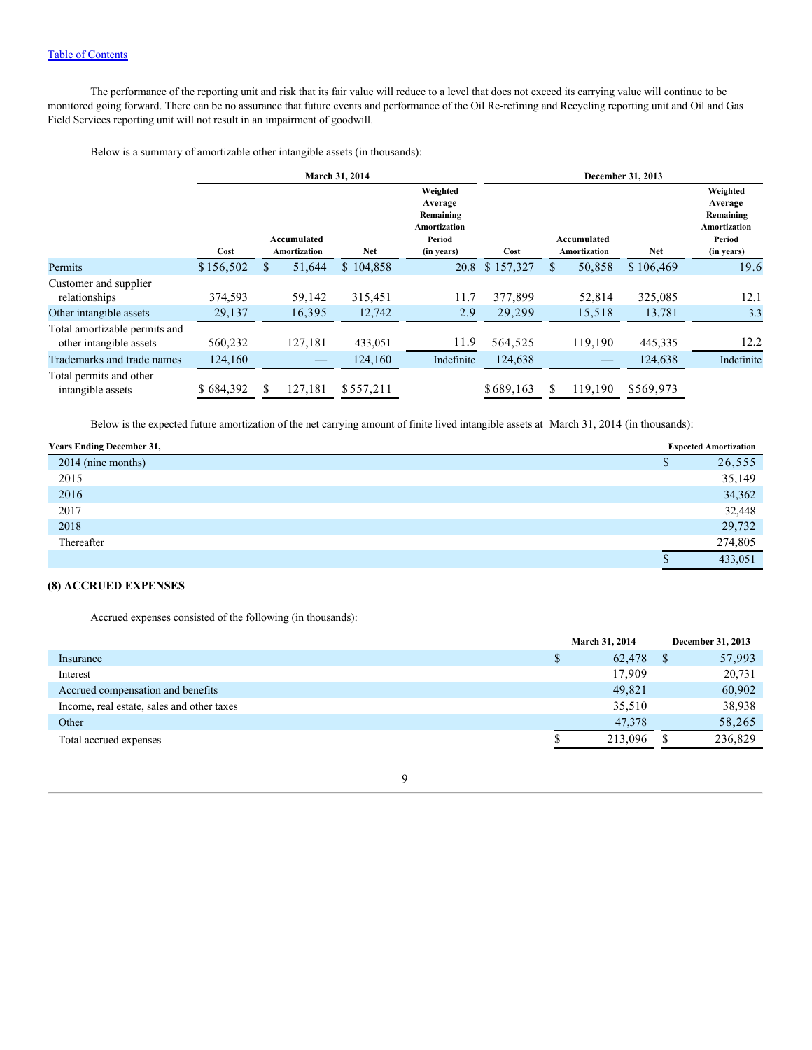The performance of the reporting unit and risk that its fair value will reduce to a level that does not exceed its carrying value will continue to be monitored going forward. There can be no assurance that future events and performance of the Oil Re-refining and Recycling reporting unit and Oil and Gas Field Services reporting unit will not result in an impairment of goodwill.

Below is a summary of amortizable other intangible assets (in thousands):

| | March 31, 2014 | | | | December 31, 2013 | | | |
|---|---|---|---|---|---|---|---|---|
| | Cost | Accumulated Amortization | Net | Weighted Average Remaining Amortization Period (in years) | Cost | Accumulated Amortization | Net | Weighted Average Remaining Amortization Period (in years) |
| Permits | $ 156,502 | $ 51,644 | $ 104,858 | 20.8 | $ 157,327 | $ 50,858 | $ 106,469 | 19.6 |
| Customer and supplier relationships | 374,593 | 59,142 | 315,451 | 11.7 | 377,899 | 52,814 | 325,085 | 12.1 |
| Other intangible assets | 29,137 | 16,395 | 12,742 | 2.9 | 29,299 | 15,518 | 13,781 | 3.3 |
| Total amortizable permits and other intangible assets | 560,232 | 127,181 | 433,051 | 11.9 | 564,525 | 119,190 | 445,335 | 12.2 |
| Trademarks and trade names | 124,160 | — | 124,160 | Indefinite | 124,638 | — | 124,638 | Indefinite |
| Total permits and other intangible assets | $ 684,392 | $ 127,181 | $ 557,211 | | $ 689,163 | $ 119,190 | $ 569,973 | |

Below is the expected future amortization of the net carrying amount of finite lived intangible assets at March 31, 2014 (in thousands):

| Years Ending December 31, | Expected Amortization |
|---|---|
| 2014 (nine months) | $ 26,555 |
| 2015 | 35,149 |
| 2016 | 34,362 |
| 2017 | 32,448 |
| 2018 | 29,732 |
| Thereafter | 274,805 |
| | $ 433,051 |

### (8) ACCRUED EXPENSES

Accrued expenses consisted of the following (in thousands):

| | March 31, 2014 | December 31, 2013 |
|---|---|---|
| Insurance | $ 62,478 | $ 57,993 |
| Interest | 17,909 | 20,731 |
| Accrued compensation and benefits | 49,821 | 60,902 |
| Income, real estate, sales and other taxes | 35,510 | 38,938 |
| Other | 47,378 | 58,265 |
| Total accrued expenses | $ 213,096 | $ 236,829 |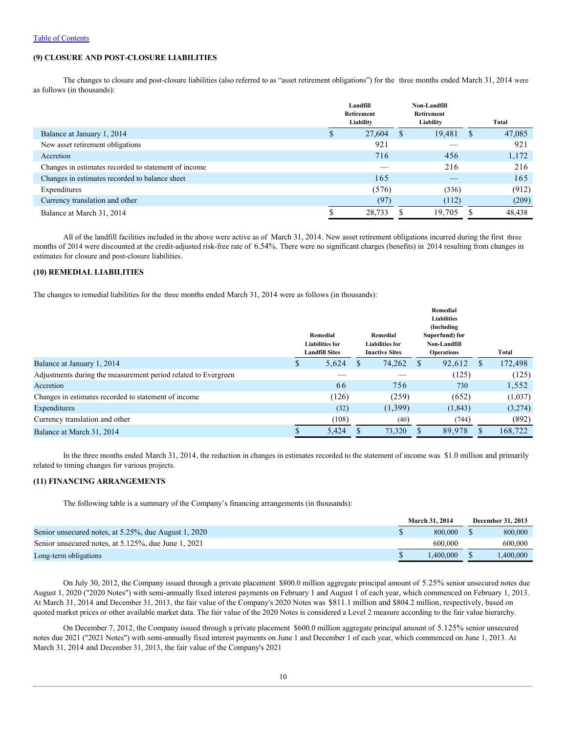[Table of Contents]

### (9) CLOSURE AND POST-CLOSURE LIABILITIES

The changes to closure and post-closure liabilities (also referred to as "asset retirement obligations") for the three months ended March 31, 2014 were as follows (in thousands):

| | Landfill Retirement Liability | Non-Landfill Retirement Liability | Total |
|---|---|---|---|
| Balance at January 1, 2014 | $ 27,604 | $ 19,481 | $ 47,085 |
| New asset retirement obligations | 921 | — | 921 |
| Accretion | 716 | 456 | 1,172 |
| Changes in estimates recorded to statement of income | — | 216 | 216 |
| Changes in estimates recorded to balance sheet | 165 | — | 165 |
| Expenditures | (576) | (336) | (912) |
| Currency translation and other | (97) | (112) | (209) |
| Balance at March 31, 2014 | $ 28,733 | $ 19,705 | $ 48,438 |

All of the landfill facilities included in the above were active as of March 31, 2014. New asset retirement obligations incurred during the first three months of 2014 were discounted at the credit-adjusted risk-free rate of 6.54%. There were no significant charges (benefits) in 2014 resulting from changes in estimates for closure and post-closure liabilities.

### (10) REMEDIAL LIABILITIES

The changes to remedial liabilities for the three months ended March 31, 2014 were as follows (in thousands):

| | Remedial Liabilities for Landfill Sites | Remedial Liabilities for Inactive Sites | Remedial Liabilities (Including Superfund) for Non-Landfill Operations | Total |
|---|---|---|---|---|
| Balance at January 1, 2014 | $ 5,624 | $ 74,262 | $ 92,612 | $ 172,498 |
| Adjustments during the measurement period related to Evergreen | — | — | (125) | (125) |
| Accretion | 66 | 756 | 730 | 1,552 |
| Changes in estimates recorded to statement of income | (126) | (259) | (652) | (1,037) |
| Expenditures | (32) | (1,399) | (1,843) | (3,274) |
| Currency translation and other | (108) | (40) | (744) | (892) |
| Balance at March 31, 2014 | $ 5,424 | $ 73,320 | $ 89,978 | $ 168,722 |

In the three months ended March 31, 2014, the reduction in changes in estimates recorded to the statement of income was $1.0 million and primarily related to timing changes for various projects.

### (11) FINANCING ARRANGEMENTS

The following table is a summary of the Company's financing arrangements (in thousands):

| | March 31, 2014 | December 31, 2013 |
|---|---|---|
| Senior unsecured notes, at 5.25%, due August 1, 2020 | $ 800,000 | $ 800,000 |
| Senior unsecured notes, at 5.125%, due June 1, 2021 | 600,000 | 600,000 |
| Long-term obligations | $ 1,400,000 | $ 1,400,000 |

On July 30, 2012, the Company issued through a private placement $800.0 million aggregate principal amount of 5.25% senior unsecured notes due August 1, 2020 ("2020 Notes") with semi-annually fixed interest payments on February 1 and August 1 of each year, which commenced on February 1, 2013. At March 31, 2014 and December 31, 2013, the fair value of the Company's 2020 Notes was $811.1 million and $804.2 million, respectively, based on quoted market prices or other available market data. The fair value of the 2020 Notes is considered a Level 2 measure according to the fair value hierarchy.

On December 7, 2012, the Company issued through a private placement $600.0 million aggregate principal amount of 5.125% senior unsecured notes due 2021 ("2021 Notes") with semi-annually fixed interest payments on June 1 and December 1 of each year, which commenced on June 1, 2013. At March 31, 2014 and December 31, 2013, the fair value of the Company's 2021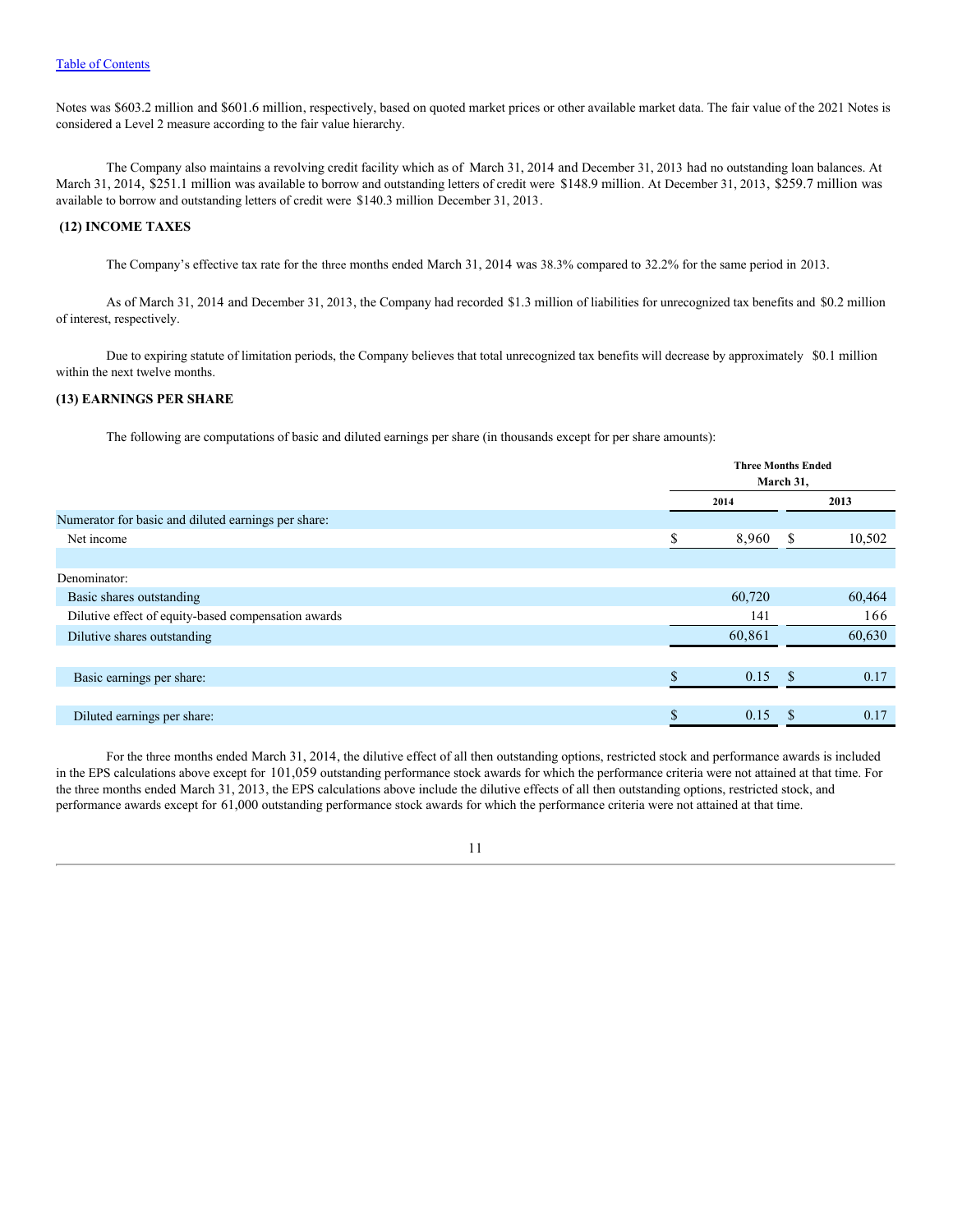Notes was $603.2 million and $601.6 million, respectively, based on quoted market prices or other available market data. The fair value of the 2021 Notes is considered a Level 2 measure according to the fair value hierarchy.

The Company also maintains a revolving credit facility which as of March 31, 2014 and December 31, 2013 had no outstanding loan balances. At March 31, 2014, $251.1 million was available to borrow and outstanding letters of credit were $148.9 million. At December 31, 2013, $259.7 million was available to borrow and outstanding letters of credit were $140.3 million December 31, 2013.

### (12) INCOME TAXES

The Company's effective tax rate for the three months ended March 31, 2014 was 38.3% compared to 32.2% for the same period in 2013.

As of March 31, 2014 and December 31, 2013, the Company had recorded $1.3 million of liabilities for unrecognized tax benefits and $0.2 million of interest, respectively.

Due to expiring statute of limitation periods, the Company believes that total unrecognized tax benefits will decrease by approximately $0.1 million within the next twelve months.

### (13) EARNINGS PER SHARE

The following are computations of basic and diluted earnings per share (in thousands except for per share amounts):

| | Three Months Ended March 31, | |
|---|---|---|
| | 2014 | 2013 |
| Numerator for basic and diluted earnings per share: | | |
| Net income | $ 8,960 | $ 10,502 |
| | | |
| Denominator: | | |
| Basic shares outstanding | 60,720 | 60,464 |
| Dilutive effect of equity-based compensation awards | 141 | 166 |
| Dilutive shares outstanding | 60,861 | 60,630 |
| | | |
| Basic earnings per share: | $ 0.15 | $ 0.17 |
| | | |
| Diluted earnings per share: | $ 0.15 | $ 0.17 |

For the three months ended March 31, 2014, the dilutive effect of all then outstanding options, restricted stock and performance awards is included in the EPS calculations above except for 101,059 outstanding performance stock awards for which the performance criteria were not attained at that time. For the three months ended March 31, 2013, the EPS calculations above include the dilutive effects of all then outstanding options, restricted stock, and performance awards except for 61,000 outstanding performance stock awards for which the performance criteria were not attained at that time.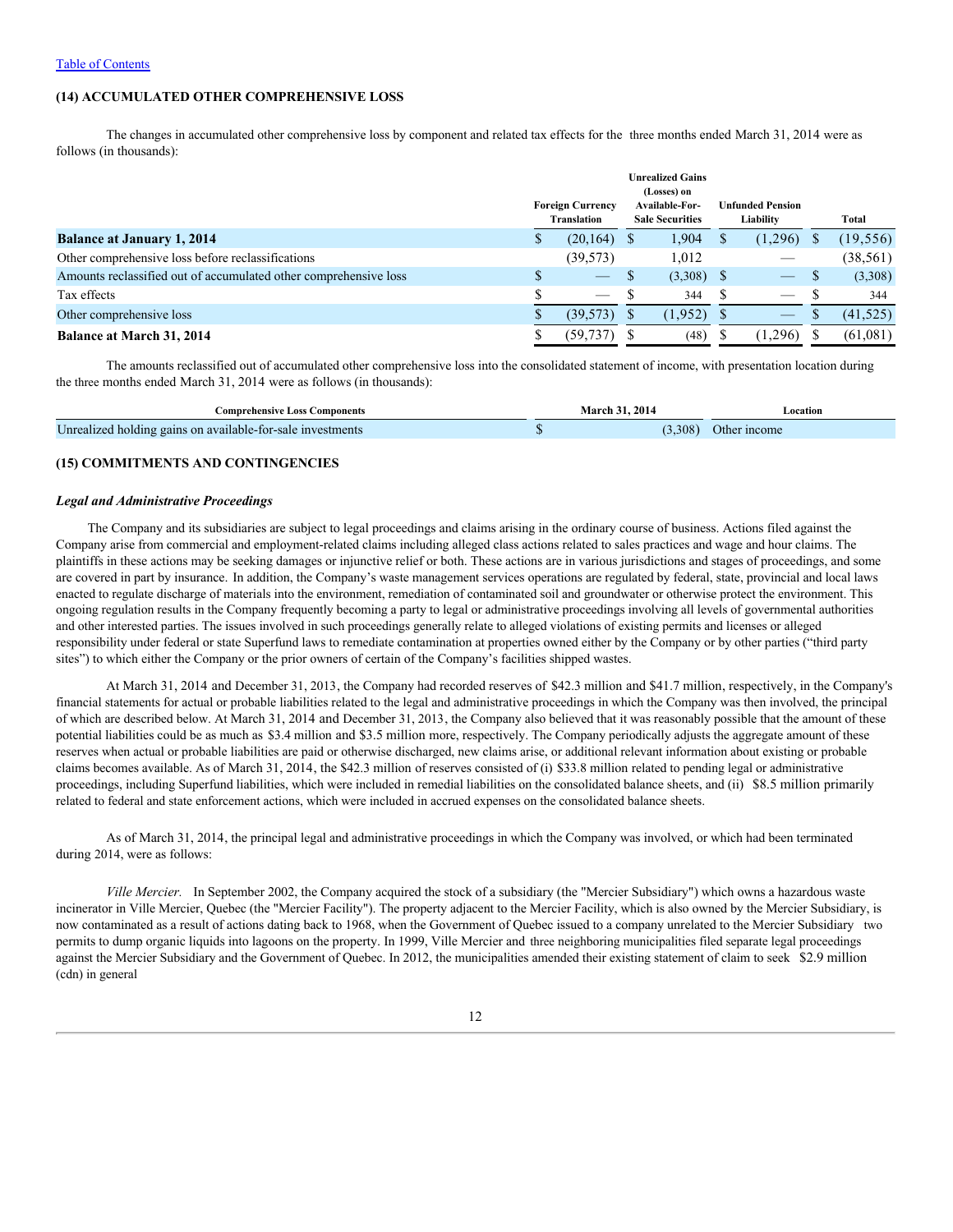[Table of Contents](#)

## (14) ACCUMULATED OTHER COMPREHENSIVE LOSS

The changes in accumulated other comprehensive loss by component and related tax effects for the three months ended March 31, 2014 were as follows (in thousands):

| | Foreign Currency Translation | Unrealized Gains (Losses) on Available-For-Sale Securities | Unfunded Pension Liability | Total |
|---|---|---|---|---|
| **Balance at January 1, 2014** | $ (20,164) | $ 1,904 | $ (1,296) | $ (19,556) |
| Other comprehensive loss before reclassifications | (39,573) | 1,012 | — | (38,561) |
| Amounts reclassified out of accumulated other comprehensive loss | $ — | $ (3,308) | $ — | $ (3,308) |
| Tax effects | $ — | $ 344 | $ — | $ 344 |
| Other comprehensive loss | $ (39,573) | $ (1,952) | $ — | $ (41,525) |
| **Balance at March 31, 2014** | $ (59,737) | $ (48) | $ (1,296) | $ (61,081) |

The amounts reclassified out of accumulated other comprehensive loss into the consolidated statement of income, with presentation location during the three months ended March 31, 2014 were as follows (in thousands):

| Comprehensive Loss Components | March 31, 2014 | Location |
|---|---|---|
| Unrealized holding gains on available-for-sale investments | $ (3,308) | Other income |

## (15) COMMITMENTS AND CONTINGENCIES

### *Legal and Administrative Proceedings*

The Company and its subsidiaries are subject to legal proceedings and claims arising in the ordinary course of business. Actions filed against the Company arise from commercial and employment-related claims including alleged class actions related to sales practices and wage and hour claims. The plaintiffs in these actions may be seeking damages or injunctive relief or both. These actions are in various jurisdictions and stages of proceedings, and some are covered in part by insurance. In addition, the Company's waste management services operations are regulated by federal, state, provincial and local laws enacted to regulate discharge of materials into the environment, remediation of contaminated soil and groundwater or otherwise protect the environment. This ongoing regulation results in the Company frequently becoming a party to legal or administrative proceedings involving all levels of governmental authorities and other interested parties. The issues involved in such proceedings generally relate to alleged violations of existing permits and licenses or alleged responsibility under federal or state Superfund laws to remediate contamination at properties owned either by the Company or by other parties ("third party sites") to which either the Company or the prior owners of certain of the Company's facilities shipped wastes.

At March 31, 2014 and December 31, 2013, the Company had recorded reserves of $42.3 million and $41.7 million, respectively, in the Company's financial statements for actual or probable liabilities related to the legal and administrative proceedings in which the Company was then involved, the principal of which are described below. At March 31, 2014 and December 31, 2013, the Company also believed that it was reasonably possible that the amount of these potential liabilities could be as much as $3.4 million and $3.5 million more, respectively. The Company periodically adjusts the aggregate amount of these reserves when actual or probable liabilities are paid or otherwise discharged, new claims arise, or additional relevant information about existing or probable claims becomes available. As of March 31, 2014, the $42.3 million of reserves consisted of (i) $33.8 million related to pending legal or administrative proceedings, including Superfund liabilities, which were included in remedial liabilities on the consolidated balance sheets, and (ii) $8.5 million primarily related to federal and state enforcement actions, which were included in accrued expenses on the consolidated balance sheets.

As of March 31, 2014, the principal legal and administrative proceedings in which the Company was involved, or which had been terminated during 2014, were as follows:

*Ville Mercier.* In September 2002, the Company acquired the stock of a subsidiary (the "Mercier Subsidiary") which owns a hazardous waste incinerator in Ville Mercier, Quebec (the "Mercier Facility"). The property adjacent to the Mercier Facility, which is also owned by the Mercier Subsidiary, is now contaminated as a result of actions dating back to 1968, when the Government of Quebec issued to a company unrelated to the Mercier Subsidiary two permits to dump organic liquids into lagoons on the property. In 1999, Ville Mercier and three neighboring municipalities filed separate legal proceedings against the Mercier Subsidiary and the Government of Quebec. In 2012, the municipalities amended their existing statement of claim to seek $2.9 million (cdn) in general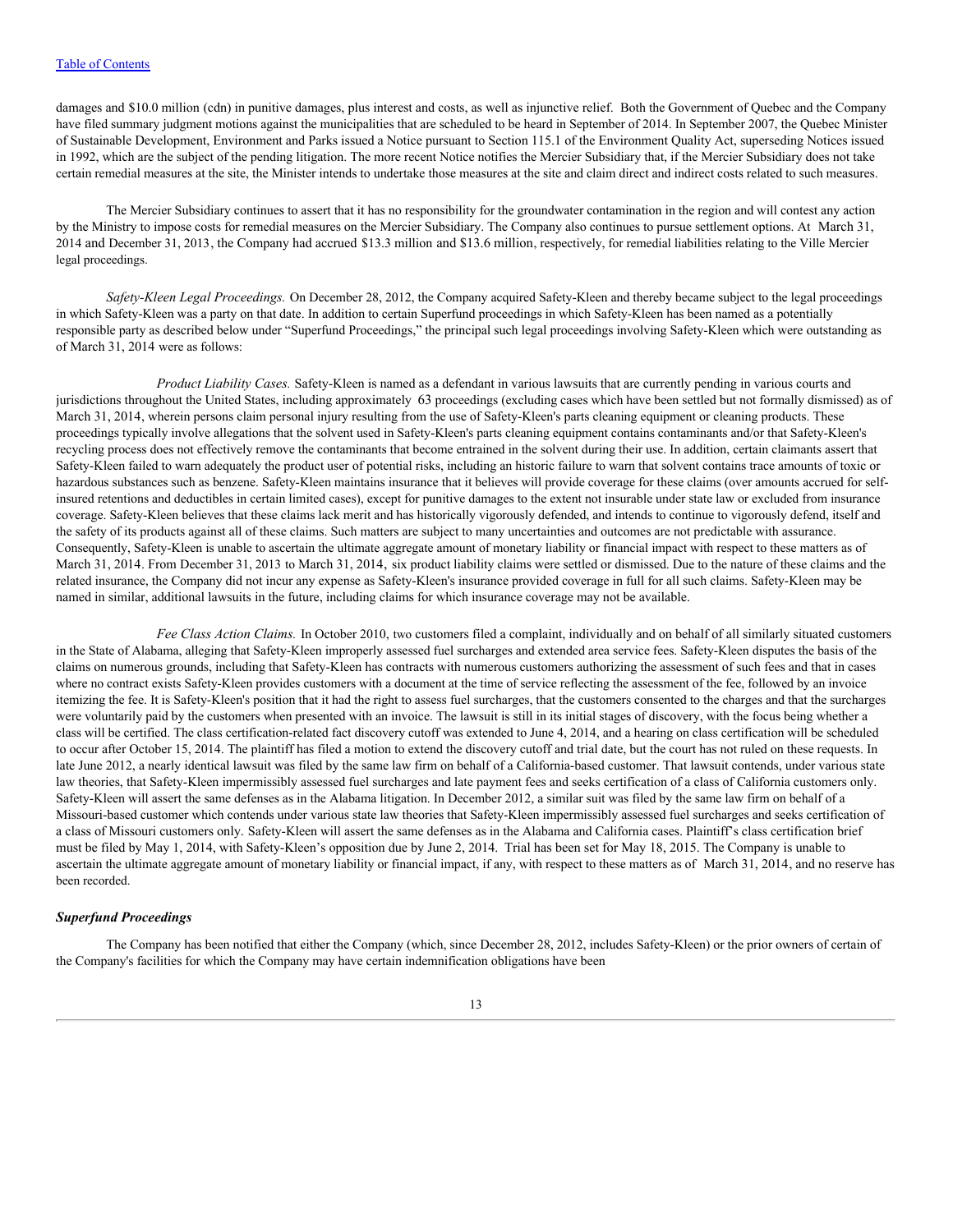damages and $10.0 million (cdn) in punitive damages, plus interest and costs, as well as injunctive relief. Both the Government of Quebec and the Company have filed summary judgment motions against the municipalities that are scheduled to be heard in September of 2014. In September 2007, the Quebec Minister of Sustainable Development, Environment and Parks issued a Notice pursuant to Section 115.1 of the Environment Quality Act, superseding Notices issued in 1992, which are the subject of the pending litigation. The more recent Notice notifies the Mercier Subsidiary that, if the Mercier Subsidiary does not take certain remedial measures at the site, the Minister intends to undertake those measures at the site and claim direct and indirect costs related to such measures.

The Mercier Subsidiary continues to assert that it has no responsibility for the groundwater contamination in the region and will contest any action by the Ministry to impose costs for remedial measures on the Mercier Subsidiary. The Company also continues to pursue settlement options. At March 31, 2014 and December 31, 2013, the Company had accrued $13.3 million and $13.6 million, respectively, for remedial liabilities relating to the Ville Mercier legal proceedings.

*Safety-Kleen Legal Proceedings.* On December 28, 2012, the Company acquired Safety-Kleen and thereby became subject to the legal proceedings in which Safety-Kleen was a party on that date. In addition to certain Superfund proceedings in which Safety-Kleen has been named as a potentially responsible party as described below under "Superfund Proceedings," the principal such legal proceedings involving Safety-Kleen which were outstanding as of March 31, 2014 were as follows:

*Product Liability Cases.* Safety-Kleen is named as a defendant in various lawsuits that are currently pending in various courts and jurisdictions throughout the United States, including approximately 63 proceedings (excluding cases which have been settled but not formally dismissed) as of March 31, 2014, wherein persons claim personal injury resulting from the use of Safety-Kleen's parts cleaning equipment or cleaning products. These proceedings typically involve allegations that the solvent used in Safety-Kleen's parts cleaning equipment contains contaminants and/or that Safety-Kleen's recycling process does not effectively remove the contaminants that become entrained in the solvent during their use. In addition, certain claimants assert that Safety-Kleen failed to warn adequately the product user of potential risks, including an historic failure to warn that solvent contains trace amounts of toxic or hazardous substances such as benzene. Safety-Kleen maintains insurance that it believes will provide coverage for these claims (over amounts accrued for self-insured retentions and deductibles in certain limited cases), except for punitive damages to the extent not insurable under state law or excluded from insurance coverage. Safety-Kleen believes that these claims lack merit and has historically vigorously defended, and intends to continue to vigorously defend, itself and the safety of its products against all of these claims. Such matters are subject to many uncertainties and outcomes are not predictable with assurance. Consequently, Safety-Kleen is unable to ascertain the ultimate aggregate amount of monetary liability or financial impact with respect to these matters as of March 31, 2014. From December 31, 2013 to March 31, 2014, six product liability claims were settled or dismissed. Due to the nature of these claims and the related insurance, the Company did not incur any expense as Safety-Kleen's insurance provided coverage in full for all such claims. Safety-Kleen may be named in similar, additional lawsuits in the future, including claims for which insurance coverage may not be available.

*Fee Class Action Claims.* In October 2010, two customers filed a complaint, individually and on behalf of all similarly situated customers in the State of Alabama, alleging that Safety-Kleen improperly assessed fuel surcharges and extended area service fees. Safety-Kleen disputes the basis of the claims on numerous grounds, including that Safety-Kleen has contracts with numerous customers authorizing the assessment of such fees and that in cases where no contract exists Safety-Kleen provides customers with a document at the time of service reflecting the assessment of the fee, followed by an invoice itemizing the fee. It is Safety-Kleen's position that it had the right to assess fuel surcharges, that the customers consented to the charges and that the surcharges were voluntarily paid by the customers when presented with an invoice. The lawsuit is still in its initial stages of discovery, with the focus being whether a class will be certified. The class certification-related fact discovery cutoff was extended to June 4, 2014, and a hearing on class certification will be scheduled to occur after October 15, 2014. The plaintiff has filed a motion to extend the discovery cutoff and trial date, but the court has not ruled on these requests. In late June 2012, a nearly identical lawsuit was filed by the same law firm on behalf of a California-based customer. That lawsuit contends, under various state law theories, that Safety-Kleen impermissibly assessed fuel surcharges and late payment fees and seeks certification of a class of California customers only. Safety-Kleen will assert the same defenses as in the Alabama litigation. In December 2012, a similar suit was filed by the same law firm on behalf of a Missouri-based customer which contends under various state law theories that Safety-Kleen impermissibly assessed fuel surcharges and seeks certification of a class of Missouri customers only. Safety-Kleen will assert the same defenses as in the Alabama and California cases. Plaintiff's class certification brief must be filed by May 1, 2014, with Safety-Kleen's opposition due by June 2, 2014. Trial has been set for May 18, 2015. The Company is unable to ascertain the ultimate aggregate amount of monetary liability or financial impact, if any, with respect to these matters as of March 31, 2014, and no reserve has been recorded.

### *Superfund Proceedings*

The Company has been notified that either the Company (which, since December 28, 2012, includes Safety-Kleen) or the prior owners of certain of the Company's facilities for which the Company may have certain indemnification obligations have been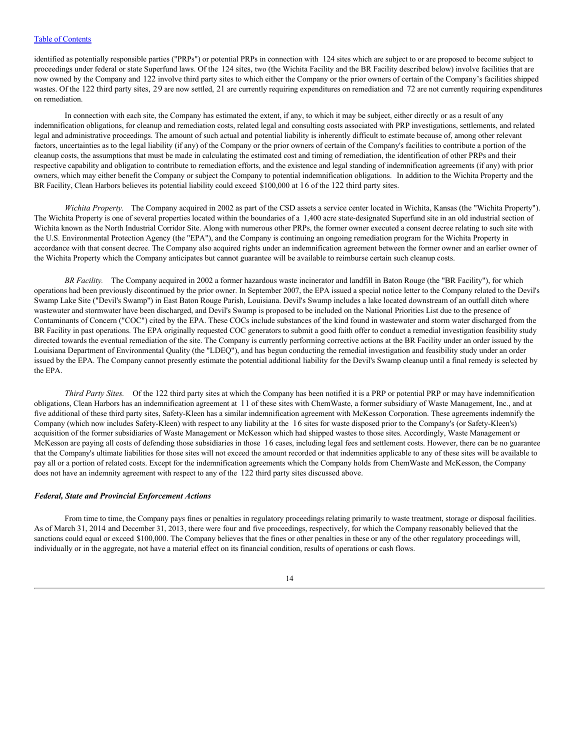identified as potentially responsible parties ("PRPs") or potential PRPs in connection with 124 sites which are subject to or are proposed to become subject to proceedings under federal or state Superfund laws. Of the 124 sites, two (the Wichita Facility and the BR Facility described below) involve facilities that are now owned by the Company and 122 involve third party sites to which either the Company or the prior owners of certain of the Company's facilities shipped wastes. Of the 122 third party sites, 29 are now settled, 21 are currently requiring expenditures on remediation and 72 are not currently requiring expenditures on remediation.

In connection with each site, the Company has estimated the extent, if any, to which it may be subject, either directly or as a result of any indemnification obligations, for cleanup and remediation costs, related legal and consulting costs associated with PRP investigations, settlements, and related legal and administrative proceedings. The amount of such actual and potential liability is inherently difficult to estimate because of, among other relevant factors, uncertainties as to the legal liability (if any) of the Company or the prior owners of certain of the Company's facilities to contribute a portion of the cleanup costs, the assumptions that must be made in calculating the estimated cost and timing of remediation, the identification of other PRPs and their respective capability and obligation to contribute to remediation efforts, and the existence and legal standing of indemnification agreements (if any) with prior owners, which may either benefit the Company or subject the Company to potential indemnification obligations. In addition to the Wichita Property and the BR Facility, Clean Harbors believes its potential liability could exceed $100,000 at 16 of the 122 third party sites.

*Wichita Property.* The Company acquired in 2002 as part of the CSD assets a service center located in Wichita, Kansas (the "Wichita Property"). The Wichita Property is one of several properties located within the boundaries of a 1,400 acre state-designated Superfund site in an old industrial section of Wichita known as the North Industrial Corridor Site. Along with numerous other PRPs, the former owner executed a consent decree relating to such site with the U.S. Environmental Protection Agency (the "EPA"), and the Company is continuing an ongoing remediation program for the Wichita Property in accordance with that consent decree. The Company also acquired rights under an indemnification agreement between the former owner and an earlier owner of the Wichita Property which the Company anticipates but cannot guarantee will be available to reimburse certain such cleanup costs.

*BR Facility.* The Company acquired in 2002 a former hazardous waste incinerator and landfill in Baton Rouge (the "BR Facility"), for which operations had been previously discontinued by the prior owner. In September 2007, the EPA issued a special notice letter to the Company related to the Devil's Swamp Lake Site ("Devil's Swamp") in East Baton Rouge Parish, Louisiana. Devil's Swamp includes a lake located downstream of an outfall ditch where wastewater and stormwater have been discharged, and Devil's Swamp is proposed to be included on the National Priorities List due to the presence of Contaminants of Concern ("COC") cited by the EPA. These COCs include substances of the kind found in wastewater and storm water discharged from the BR Facility in past operations. The EPA originally requested COC generators to submit a good faith offer to conduct a remedial investigation feasibility study directed towards the eventual remediation of the site. The Company is currently performing corrective actions at the BR Facility under an order issued by the Louisiana Department of Environmental Quality (the "LDEQ"), and has begun conducting the remedial investigation and feasibility study under an order issued by the EPA. The Company cannot presently estimate the potential additional liability for the Devil's Swamp cleanup until a final remedy is selected by the EPA.

*Third Party Sites.* Of the 122 third party sites at which the Company has been notified it is a PRP or potential PRP or may have indemnification obligations, Clean Harbors has an indemnification agreement at 11 of these sites with ChemWaste, a former subsidiary of Waste Management, Inc., and at five additional of these third party sites, Safety-Kleen has a similar indemnification agreement with McKesson Corporation. These agreements indemnify the Company (which now includes Safety-Kleen) with respect to any liability at the 16 sites for waste disposed prior to the Company's (or Safety-Kleen's) acquisition of the former subsidiaries of Waste Management or McKesson which had shipped wastes to those sites. Accordingly, Waste Management or McKesson are paying all costs of defending those subsidiaries in those 16 cases, including legal fees and settlement costs. However, there can be no guarantee that the Company's ultimate liabilities for those sites will not exceed the amount recorded or that indemnities applicable to any of these sites will be available to pay all or a portion of related costs. Except for the indemnification agreements which the Company holds from ChemWaste and McKesson, the Company does not have an indemnity agreement with respect to any of the 122 third party sites discussed above.

### *Federal, State and Provincial Enforcement Actions*

From time to time, the Company pays fines or penalties in regulatory proceedings relating primarily to waste treatment, storage or disposal facilities. As of March 31, 2014 and December 31, 2013, there were four and five proceedings, respectively, for which the Company reasonably believed that the sanctions could equal or exceed $100,000. The Company believes that the fines or other penalties in these or any of the other regulatory proceedings will, individually or in the aggregate, not have a material effect on its financial condition, results of operations or cash flows.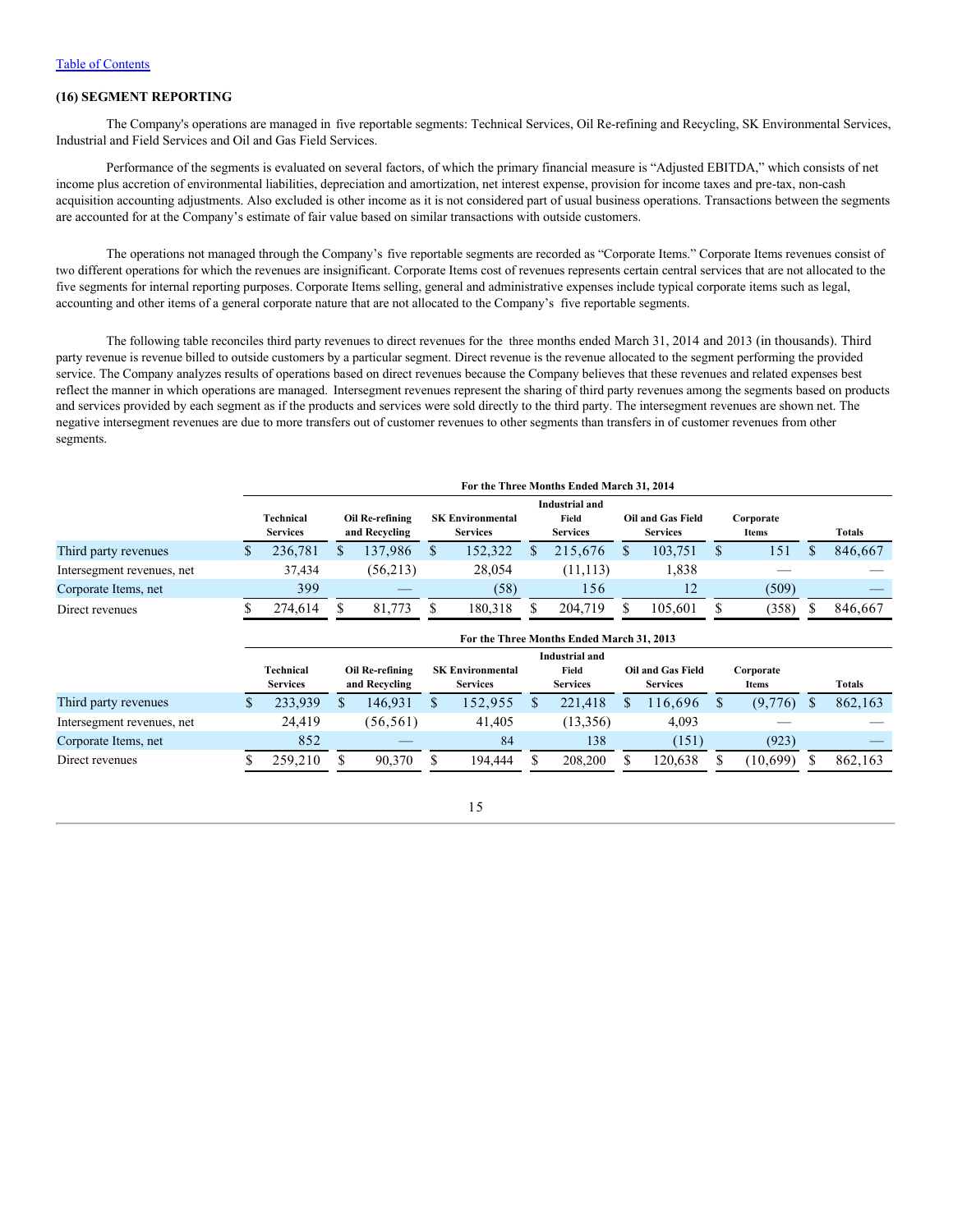[Table of Contents](#)

## (16) SEGMENT REPORTING

The Company's operations are managed in five reportable segments: Technical Services, Oil Re-refining and Recycling, SK Environmental Services, Industrial and Field Services and Oil and Gas Field Services.

Performance of the segments is evaluated on several factors, of which the primary financial measure is "Adjusted EBITDA," which consists of net income plus accretion of environmental liabilities, depreciation and amortization, net interest expense, provision for income taxes and pre-tax, non-cash acquisition accounting adjustments. Also excluded is other income as it is not considered part of usual business operations. Transactions between the segments are accounted for at the Company's estimate of fair value based on similar transactions with outside customers.

The operations not managed through the Company's five reportable segments are recorded as "Corporate Items." Corporate Items revenues consist of two different operations for which the revenues are insignificant. Corporate Items cost of revenues represents certain central services that are not allocated to the five segments for internal reporting purposes. Corporate Items selling, general and administrative expenses include typical corporate items such as legal, accounting and other items of a general corporate nature that are not allocated to the Company's five reportable segments.

The following table reconciles third party revenues to direct revenues for the three months ended March 31, 2014 and 2013 (in thousands). Third party revenue is revenue billed to outside customers by a particular segment. Direct revenue is the revenue allocated to the segment performing the provided service. The Company analyzes results of operations based on direct revenues because the Company believes that these revenues and related expenses best reflect the manner in which operations are managed. Intersegment revenues represent the sharing of third party revenues among the segments based on products and services provided by each segment as if the products and services were sold directly to the third party. The intersegment revenues are shown net. The negative intersegment revenues are due to more transfers out of customer revenues to other segments than transfers in of customer revenues from other segments.

| | For the Three Months Ended March 31, 2014 | | | | | | |
|---|---|---|---|---|---|---|---|
| | Technical Services | Oil Re-refining and Recycling | SK Environmental Services | Industrial and Field Services | Oil and Gas Field Services | Corporate Items | Totals |
| Third party revenues | $ 236,781 | $ 137,986 | $ 152,322 | $ 215,676 | $ 103,751 | $ 151 | $ 846,667 |
| Intersegment revenues, net | 37,434 | (56,213) | 28,054 | (11,113) | 1,838 | — | — |
| Corporate Items, net | 399 | — | (58) | 156 | 12 | (509) | — |
| Direct revenues | $ 274,614 | $ 81,773 | $ 180,318 | $ 204,719 | $ 105,601 | $ (358) | $ 846,667 |

| | For the Three Months Ended March 31, 2013 | | | | | | |
|---|---|---|---|---|---|---|---|
| | Technical Services | Oil Re-refining and Recycling | SK Environmental Services | Industrial and Field Services | Oil and Gas Field Services | Corporate Items | Totals |
| Third party revenues | $ 233,939 | $ 146,931 | $ 152,955 | $ 221,418 | $ 116,696 | $ (9,776) | $ 862,163 |
| Intersegment revenues, net | 24,419 | (56,561) | 41,405 | (13,356) | 4,093 | — | — |
| Corporate Items, net | 852 | — | 84 | 138 | (151) | (923) | — |
| Direct revenues | $ 259,210 | $ 90,370 | $ 194,444 | $ 208,200 | $ 120,638 | $ (10,699) | $ 862,163 |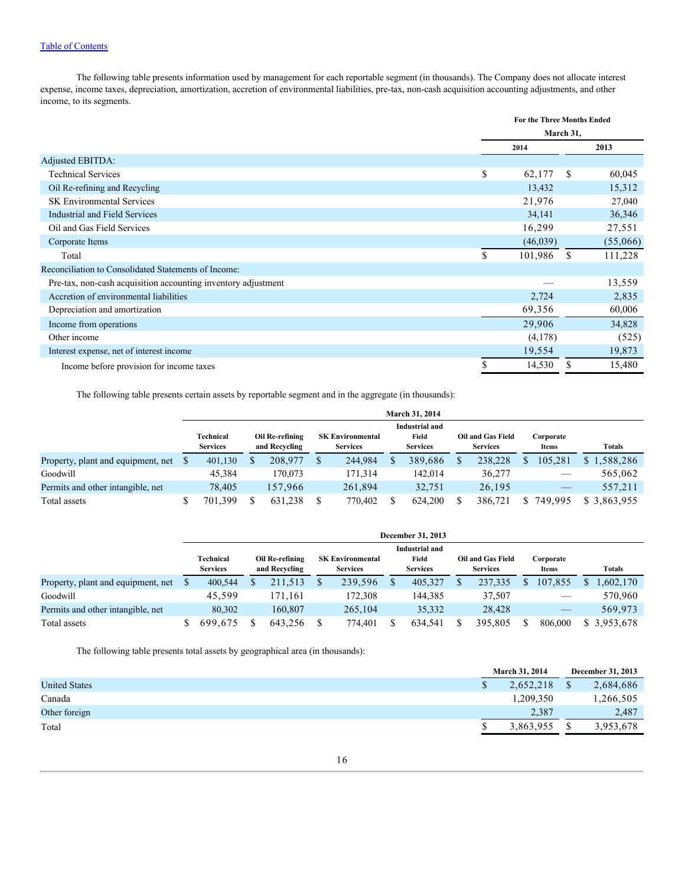[Table of Contents]

The following table presents information used by management for each reportable segment (in thousands). The Company does not allocate interest expense, income taxes, depreciation, amortization, accretion of environmental liabilities, pre-tax, non-cash acquisition accounting adjustments, and other income, to its segments.

| | For the Three Months Ended March 31, | |
|---|---|---|
| | 2014 | 2013 |
| Adjusted EBITDA: | | |
| Technical Services | $ 62,177 | $ 60,045 |
| Oil Re-refining and Recycling | 13,432 | 15,312 |
| SK Environmental Services | 21,976 | 27,040 |
| Industrial and Field Services | 34,141 | 36,346 |
| Oil and Gas Field Services | 16,299 | 27,551 |
| Corporate Items | (46,039) | (55,066) |
| Total | $ 101,986 | $ 111,228 |
| Reconciliation to Consolidated Statements of Income: | | |
| Pre-tax, non-cash acquisition accounting inventory adjustment | — | 13,559 |
| Accretion of environmental liabilities | 2,724 | 2,835 |
| Depreciation and amortization | 69,356 | 60,006 |
| Income from operations | 29,906 | 34,828 |
| Other income | (4,178) | (525) |
| Interest expense, net of interest income | 19,554 | 19,873 |
| Income before provision for income taxes | $ 14,530 | $ 15,480 |

The following table presents certain assets by reportable segment and in the aggregate (in thousands):

| March 31, 2014 | Technical Services | Oil Re-refining and Recycling | SK Environmental Services | Industrial and Field Services | Oil and Gas Field Services | Corporate Items | Totals |
|---|---|---|---|---|---|---|---|
| Property, plant and equipment, net | $ 401,130 | $ 208,977 | $ 244,984 | $ 389,686 | $ 238,228 | $ 105,281 | $ 1,588,286 |
| Goodwill | 45,384 | 170,073 | 171,314 | 142,014 | 36,277 | — | 565,062 |
| Permits and other intangible, net | 78,405 | 157,966 | 261,894 | 32,751 | 26,195 | — | 557,211 |
| Total assets | $ 701,399 | $ 631,238 | $ 770,402 | $ 624,200 | $ 386,721 | $ 749,995 | $ 3,863,955 |

| December 31, 2013 | Technical Services | Oil Re-refining and Recycling | SK Environmental Services | Industrial and Field Services | Oil and Gas Field Services | Corporate Items | Totals |
|---|---|---|---|---|---|---|---|
| Property, plant and equipment, net | $ 400,544 | $ 211,513 | $ 239,596 | $ 405,327 | $ 237,335 | $ 107,855 | $ 1,602,170 |
| Goodwill | 45,599 | 171,161 | 172,308 | 144,385 | 37,507 | — | 570,960 |
| Permits and other intangible, net | 80,302 | 160,807 | 265,104 | 35,332 | 28,428 | — | 569,973 |
| Total assets | $ 699,675 | $ 643,256 | $ 774,401 | $ 634,541 | $ 395,805 | $ 806,000 | $ 3,953,678 |

The following table presents total assets by geographical area (in thousands):

| | March 31, 2014 | December 31, 2013 |
|---|---|---|
| United States | $ 2,652,218 | $ 2,684,686 |
| Canada | 1,209,350 | 1,266,505 |
| Other foreign | 2,387 | 2,487 |
| Total | $ 3,863,955 | $ 3,953,678 |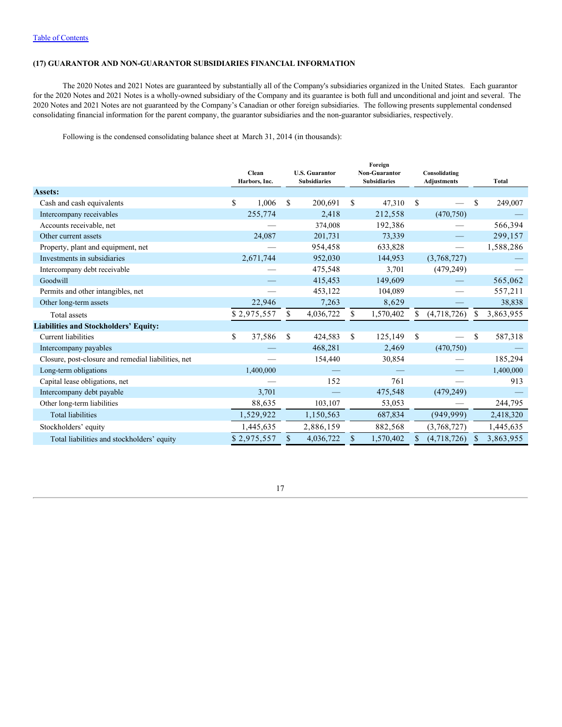Table of Contents

### (17) GUARANTOR AND NON-GUARANTOR SUBSIDIARIES FINANCIAL INFORMATION

The 2020 Notes and 2021 Notes are guaranteed by substantially all of the Company's subsidiaries organized in the United States. Each guarantor for the 2020 Notes and 2021 Notes is a wholly-owned subsidiary of the Company and its guarantee is both full and unconditional and joint and several. The 2020 Notes and 2021 Notes are not guaranteed by the Company's Canadian or other foreign subsidiaries. The following presents supplemental condensed consolidating financial information for the parent company, the guarantor subsidiaries and the non-guarantor subsidiaries, respectively.

Following is the condensed consolidating balance sheet at March 31, 2014 (in thousands):

| | Clean Harbors, Inc. | U.S. Guarantor Subsidiaries | Foreign Non-Guarantor Subsidiaries | Consolidating Adjustments | Total |
|---|---|---|---|---|---|
| **Assets:** | | | | | |
| Cash and cash equivalents | $ 1,006 | $ 200,691 | $ 47,310 | $ — | $ 249,007 |
| Intercompany receivables | 255,774 | 2,418 | 212,558 | (470,750) | — |
| Accounts receivable, net | — | 374,008 | 192,386 | — | 566,394 |
| Other current assets | 24,087 | 201,731 | 73,339 | — | 299,157 |
| Property, plant and equipment, net | — | 954,458 | 633,828 | — | 1,588,286 |
| Investments in subsidiaries | 2,671,744 | 952,030 | 144,953 | (3,768,727) | — |
| Intercompany debt receivable | — | 475,548 | 3,701 | (479,249) | — |
| Goodwill | — | 415,453 | 149,609 | — | 565,062 |
| Permits and other intangibles, net | — | 453,122 | 104,089 | — | 557,211 |
| Other long-term assets | 22,946 | 7,263 | 8,629 | — | 38,838 |
| Total assets | $ 2,975,557 | $ 4,036,722 | $ 1,570,402 | $ (4,718,726) | $ 3,863,955 |
| **Liabilities and Stockholders' Equity:** | | | | | |
| Current liabilities | $ 37,586 | $ 424,583 | $ 125,149 | $ — | $ 587,318 |
| Intercompany payables | — | 468,281 | 2,469 | (470,750) | — |
| Closure, post-closure and remedial liabilities, net | — | 154,440 | 30,854 | — | 185,294 |
| Long-term obligations | 1,400,000 | — | — | — | 1,400,000 |
| Capital lease obligations, net | — | 152 | 761 | — | 913 |
| Intercompany debt payable | 3,701 | — | 475,548 | (479,249) | — |
| Other long-term liabilities | 88,635 | 103,107 | 53,053 | — | 244,795 |
| Total liabilities | 1,529,922 | 1,150,563 | 687,834 | (949,999) | 2,418,320 |
| Stockholders' equity | 1,445,635 | 2,886,159 | 882,568 | (3,768,727) | 1,445,635 |
| Total liabilities and stockholders' equity | $ 2,975,557 | $ 4,036,722 | $ 1,570,402 | $ (4,718,726) | $ 3,863,955 |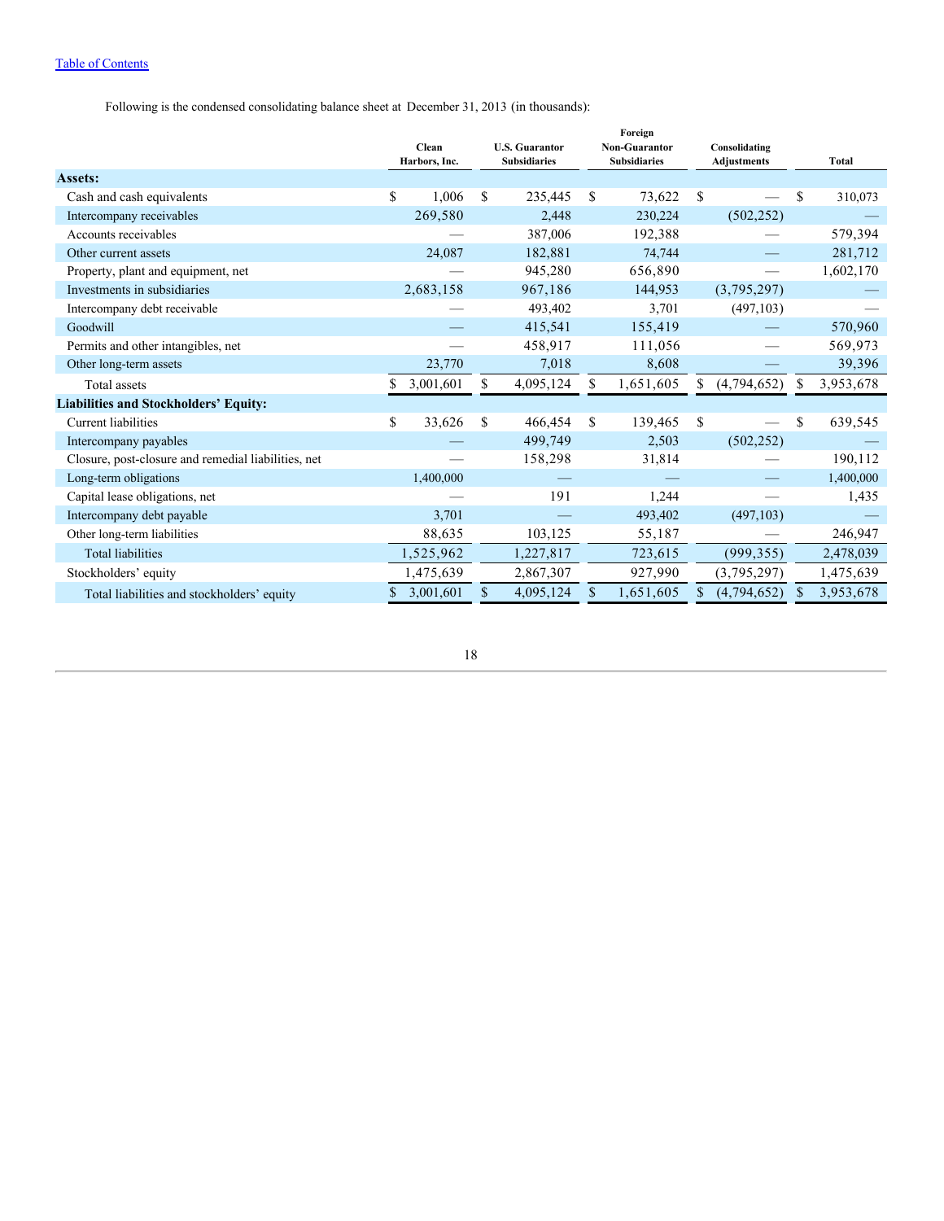[Table of Contents](#)

Following is the condensed consolidating balance sheet at December 31, 2013 (in thousands):

| | Clean Harbors, Inc. | U.S. Guarantor Subsidiaries | Foreign Non-Guarantor Subsidiaries | Consolidating Adjustments | Total |
|---|---|---|---|---|---|
| **Assets:** | | | | | |
| Cash and cash equivalents | $ 1,006 | $ 235,445 | $ 73,622 | $ — | $ 310,073 |
| Intercompany receivables | 269,580 | 2,448 | 230,224 | (502,252) | — |
| Accounts receivables | — | 387,006 | 192,388 | — | 579,394 |
| Other current assets | 24,087 | 182,881 | 74,744 | — | 281,712 |
| Property, plant and equipment, net | — | 945,280 | 656,890 | — | 1,602,170 |
| Investments in subsidiaries | 2,683,158 | 967,186 | 144,953 | (3,795,297) | — |
| Intercompany debt receivable | — | 493,402 | 3,701 | (497,103) | — |
| Goodwill | — | 415,541 | 155,419 | — | 570,960 |
| Permits and other intangibles, net | — | 458,917 | 111,056 | — | 569,973 |
| Other long-term assets | 23,770 | 7,018 | 8,608 | — | 39,396 |
| Total assets | $ 3,001,601 | $ 4,095,124 | $ 1,651,605 | $ (4,794,652) | $ 3,953,678 |
| **Liabilities and Stockholders' Equity:** | | | | | |
| Current liabilities | $ 33,626 | $ 466,454 | $ 139,465 | $ — | $ 639,545 |
| Intercompany payables | — | 499,749 | 2,503 | (502,252) | — |
| Closure, post-closure and remedial liabilities, net | — | 158,298 | 31,814 | — | 190,112 |
| Long-term obligations | 1,400,000 | — | — | — | 1,400,000 |
| Capital lease obligations, net | — | 191 | 1,244 | — | 1,435 |
| Intercompany debt payable | 3,701 | — | 493,402 | (497,103) | — |
| Other long-term liabilities | 88,635 | 103,125 | 55,187 | — | 246,947 |
| Total liabilities | 1,525,962 | 1,227,817 | 723,615 | (999,355) | 2,478,039 |
| Stockholders' equity | 1,475,639 | 2,867,307 | 927,990 | (3,795,297) | 1,475,639 |
| Total liabilities and stockholders' equity | $ 3,001,601 | $ 4,095,124 | $ 1,651,605 | $ (4,794,652) | $ 3,953,678 |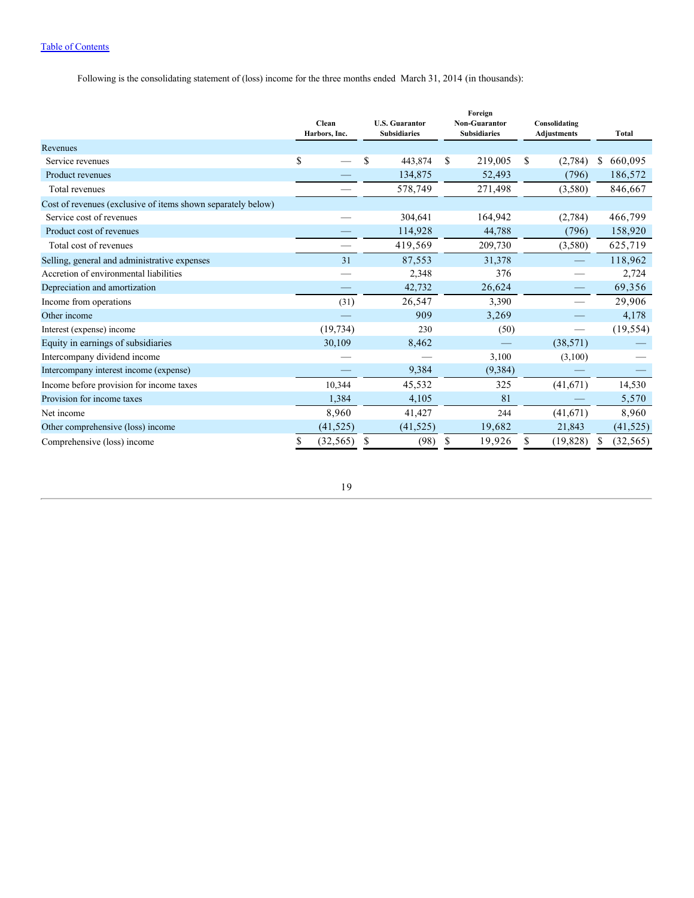[Table of Contents](#)

Following is the consolidating statement of (loss) income for the three months ended March 31, 2014 (in thousands):

| | Clean Harbors, Inc. | U.S. Guarantor Subsidiaries | Foreign Non-Guarantor Subsidiaries | Consolidating Adjustments | Total |
|---|---|---|---|---|---|
| Revenues | | | | | |
| Service revenues | $ — | $ 443,874 | $ 219,005 | $ (2,784) | $ 660,095 |
| Product revenues | — | 134,875 | 52,493 | (796) | 186,572 |
| Total revenues | — | 578,749 | 271,498 | (3,580) | 846,667 |
| Cost of revenues (exclusive of items shown separately below) | | | | | |
| Service cost of revenues | — | 304,641 | 164,942 | (2,784) | 466,799 |
| Product cost of revenues | — | 114,928 | 44,788 | (796) | 158,920 |
| Total cost of revenues | — | 419,569 | 209,730 | (3,580) | 625,719 |
| Selling, general and administrative expenses | 31 | 87,553 | 31,378 | — | 118,962 |
| Accretion of environmental liabilities | — | 2,348 | 376 | — | 2,724 |
| Depreciation and amortization | — | 42,732 | 26,624 | — | 69,356 |
| Income from operations | (31) | 26,547 | 3,390 | — | 29,906 |
| Other income | — | 909 | 3,269 | — | 4,178 |
| Interest (expense) income | (19,734) | 230 | (50) | — | (19,554) |
| Equity in earnings of subsidiaries | 30,109 | 8,462 | — | (38,571) | — |
| Intercompany dividend income | — | — | 3,100 | (3,100) | — |
| Intercompany interest income (expense) | — | 9,384 | (9,384) | — | — |
| Income before provision for income taxes | 10,344 | 45,532 | 325 | (41,671) | 14,530 |
| Provision for income taxes | 1,384 | 4,105 | 81 | — | 5,570 |
| Net income | 8,960 | 41,427 | 244 | (41,671) | 8,960 |
| Other comprehensive (loss) income | (41,525) | (41,525) | 19,682 | 21,843 | (41,525) |
| Comprehensive (loss) income | $ (32,565) | $ (98) | $ 19,926 | $ (19,828) | $ (32,565) |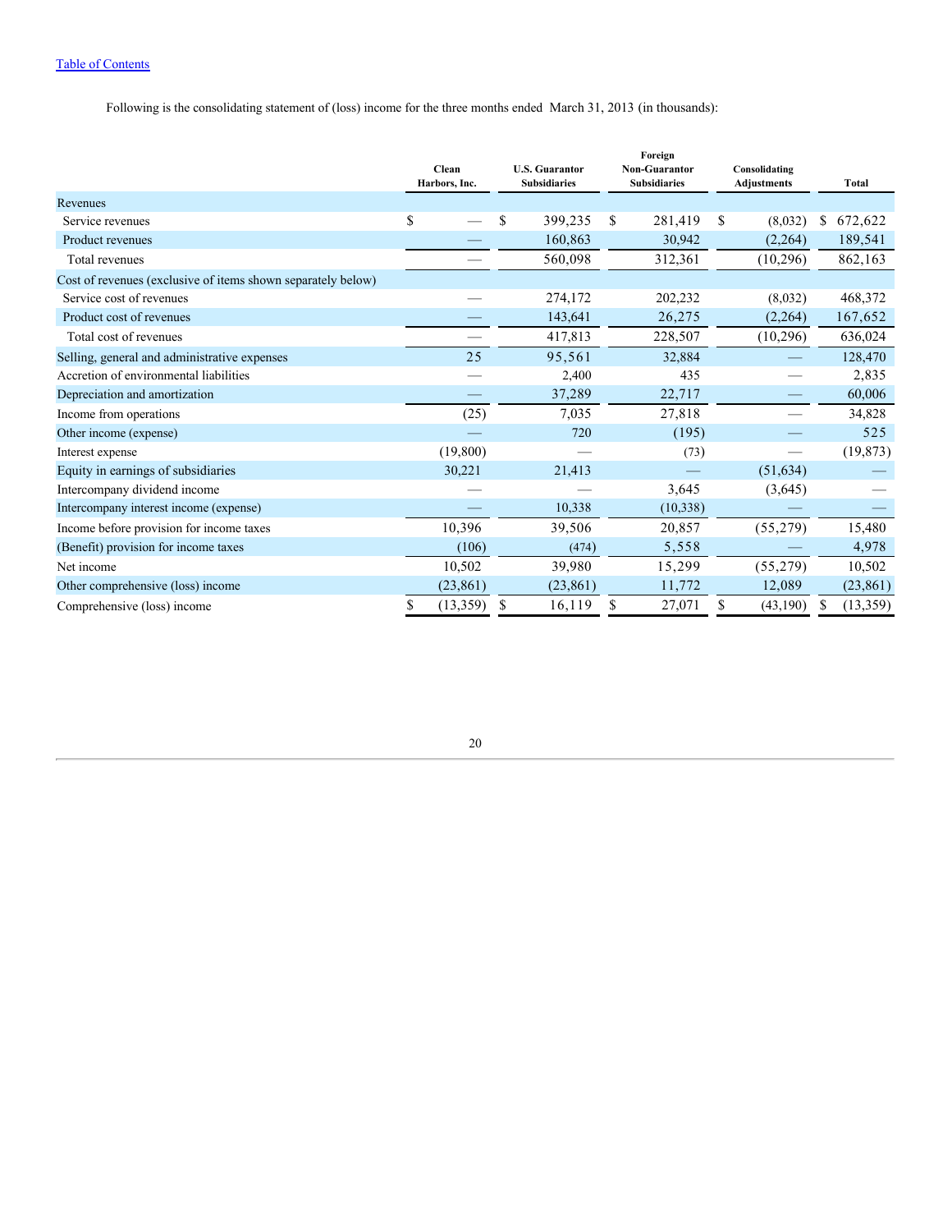[Table of Contents](#)

Following is the consolidating statement of (loss) income for the three months ended March 31, 2013 (in thousands):

| | Clean Harbors, Inc. | U.S. Guarantor Subsidiaries | Foreign Non-Guarantor Subsidiaries | Consolidating Adjustments | Total |
|---|---|---|---|---|---|
| Revenues | | | | | |
| Service revenues | $ — | $ 399,235 | $ 281,419 | $ (8,032) | $ 672,622 |
| Product revenues | — | 160,863 | 30,942 | (2,264) | 189,541 |
| Total revenues | — | 560,098 | 312,361 | (10,296) | 862,163 |
| Cost of revenues (exclusive of items shown separately below) | | | | | |
| Service cost of revenues | — | 274,172 | 202,232 | (8,032) | 468,372 |
| Product cost of revenues | — | 143,641 | 26,275 | (2,264) | 167,652 |
| Total cost of revenues | — | 417,813 | 228,507 | (10,296) | 636,024 |
| Selling, general and administrative expenses | 25 | 95,561 | 32,884 | — | 128,470 |
| Accretion of environmental liabilities | — | 2,400 | 435 | — | 2,835 |
| Depreciation and amortization | — | 37,289 | 22,717 | — | 60,006 |
| Income from operations | (25) | 7,035 | 27,818 | — | 34,828 |
| Other income (expense) | — | 720 | (195) | — | 525 |
| Interest expense | (19,800) | — | (73) | — | (19,873) |
| Equity in earnings of subsidiaries | 30,221 | 21,413 | — | (51,634) | — |
| Intercompany dividend income | — | — | 3,645 | (3,645) | — |
| Intercompany interest income (expense) | — | 10,338 | (10,338) | — | — |
| Income before provision for income taxes | 10,396 | 39,506 | 20,857 | (55,279) | 15,480 |
| (Benefit) provision for income taxes | (106) | (474) | 5,558 | — | 4,978 |
| Net income | 10,502 | 39,980 | 15,299 | (55,279) | 10,502 |
| Other comprehensive (loss) income | (23,861) | (23,861) | 11,772 | 12,089 | (23,861) |
| Comprehensive (loss) income | $ (13,359) | $ 16,119 | $ 27,071 | $ (43,190) | $ (13,359) |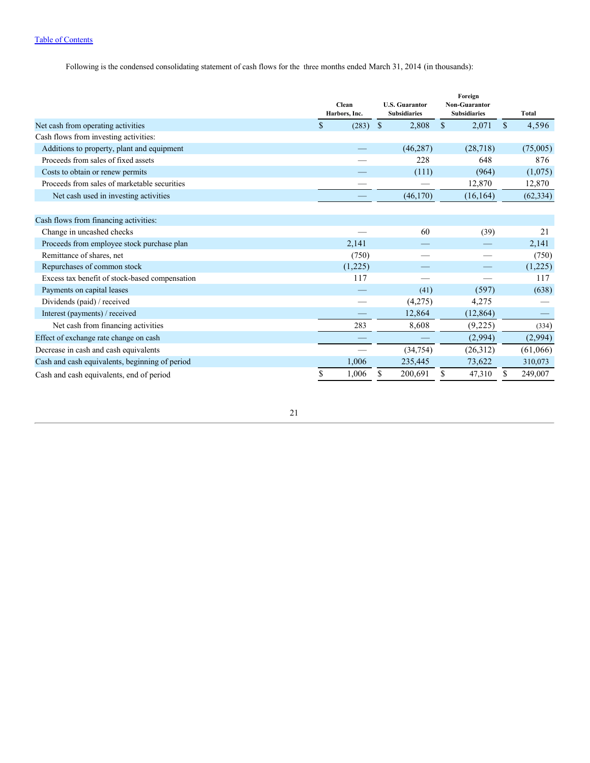[Table of Contents](#)

Following is the condensed consolidating statement of cash flows for the three months ended March 31, 2014 (in thousands):

| | Clean Harbors, Inc. | U.S. Guarantor Subsidiaries | Foreign Non-Guarantor Subsidiaries | Total |
|---|---|---|---|---|
| Net cash from operating activities | $ (283) | $ 2,808 | $ 2,071 | $ 4,596 |
| Cash flows from investing activities: | | | | |
| Additions to property, plant and equipment | — | (46,287) | (28,718) | (75,005) |
| Proceeds from sales of fixed assets | — | 228 | 648 | 876 |
| Costs to obtain or renew permits | — | (111) | (964) | (1,075) |
| Proceeds from sales of marketable securities | — | — | 12,870 | 12,870 |
| Net cash used in investing activities | — | (46,170) | (16,164) | (62,334) |
| Cash flows from financing activities: | | | | |
| Change in uncashed checks | — | 60 | (39) | 21 |
| Proceeds from employee stock purchase plan | 2,141 | — | — | 2,141 |
| Remittance of shares, net | (750) | — | — | (750) |
| Repurchases of common stock | (1,225) | — | — | (1,225) |
| Excess tax benefit of stock-based compensation | 117 | — | — | 117 |
| Payments on capital leases | — | (41) | (597) | (638) |
| Dividends (paid) / received | — | (4,275) | 4,275 | — |
| Interest (payments) / received | — | 12,864 | (12,864) | — |
| Net cash from financing activities | 283 | 8,608 | (9,225) | (334) |
| Effect of exchange rate change on cash | — | — | (2,994) | (2,994) |
| Decrease in cash and cash equivalents | — | (34,754) | (26,312) | (61,066) |
| Cash and cash equivalents, beginning of period | 1,006 | 235,445 | 73,622 | 310,073 |
| Cash and cash equivalents, end of period | $ 1,006 | $ 200,691 | $ 47,310 | $ 249,007 |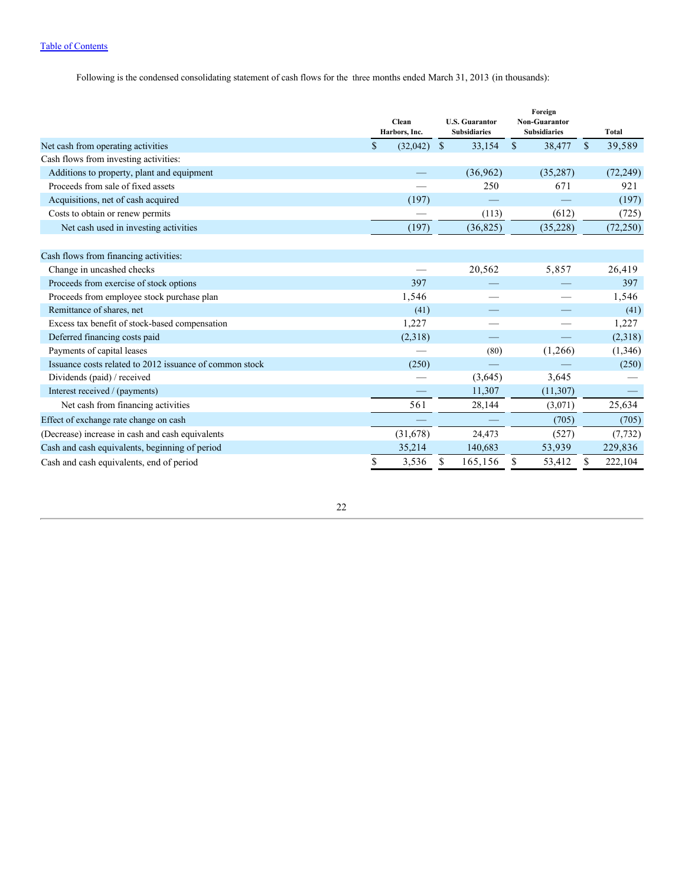[Table of Contents](#)

Following is the condensed consolidating statement of cash flows for the three months ended March 31, 2013 (in thousands):

| | Clean Harbors, Inc. | U.S. Guarantor Subsidiaries | Foreign Non-Guarantor Subsidiaries | Total |
|---|---|---|---|---|
| Net cash from operating activities | $ (32,042) | $ 33,154 | $ 38,477 | $ 39,589 |
| Cash flows from investing activities: | | | | |
| Additions to property, plant and equipment | — | (36,962) | (35,287) | (72,249) |
| Proceeds from sale of fixed assets | — | 250 | 671 | 921 |
| Acquisitions, net of cash acquired | (197) | — | — | (197) |
| Costs to obtain or renew permits | — | (113) | (612) | (725) |
| Net cash used in investing activities | (197) | (36,825) | (35,228) | (72,250) |
| | | | | |
| Cash flows from financing activities: | | | | |
| Change in uncashed checks | — | 20,562 | 5,857 | 26,419 |
| Proceeds from exercise of stock options | 397 | — | — | 397 |
| Proceeds from employee stock purchase plan | 1,546 | — | — | 1,546 |
| Remittance of shares, net | (41) | — | — | (41) |
| Excess tax benefit of stock-based compensation | 1,227 | — | — | 1,227 |
| Deferred financing costs paid | (2,318) | — | — | (2,318) |
| Payments of capital leases | — | (80) | (1,266) | (1,346) |
| Issuance costs related to 2012 issuance of common stock | (250) | — | — | (250) |
| Dividends (paid) / received | — | (3,645) | 3,645 | — |
| Interest received / (payments) | — | 11,307 | (11,307) | — |
| Net cash from financing activities | 561 | 28,144 | (3,071) | 25,634 |
| Effect of exchange rate change on cash | — | — | (705) | (705) |
| (Decrease) increase in cash and cash equivalents | (31,678) | 24,473 | (527) | (7,732) |
| Cash and cash equivalents, beginning of period | 35,214 | 140,683 | 53,939 | 229,836 |
| Cash and cash equivalents, end of period | $ 3,536 | $ 165,156 | $ 53,412 | $ 222,104 |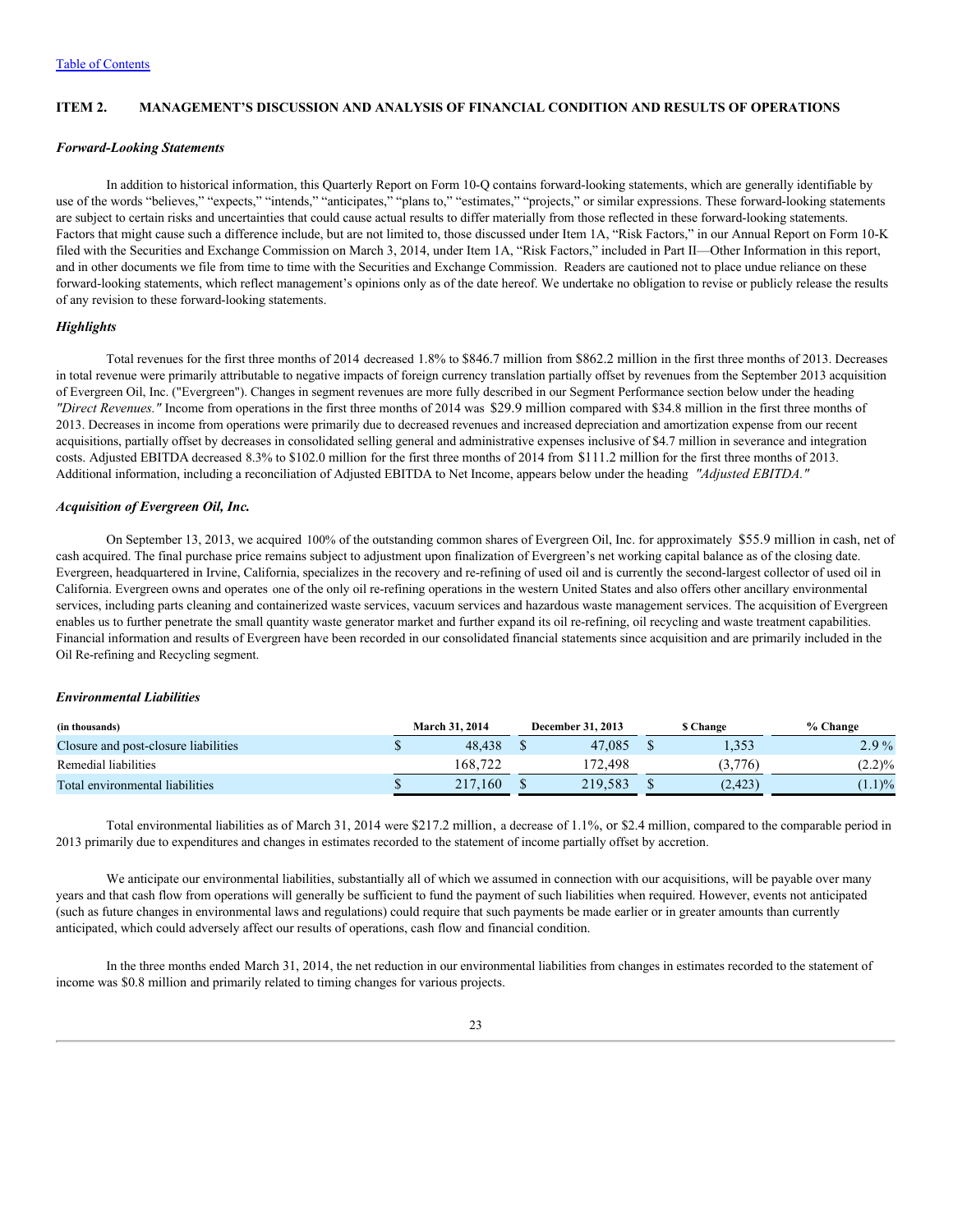[Table of Contents](#)

## ITEM 2. MANAGEMENT'S DISCUSSION AND ANALYSIS OF FINANCIAL CONDITION AND RESULTS OF OPERATIONS

### *Forward-Looking Statements*

In addition to historical information, this Quarterly Report on Form 10-Q contains forward-looking statements, which are generally identifiable by use of the words "believes," "expects," "intends," "anticipates," "plans to," "estimates," "projects," or similar expressions. These forward-looking statements are subject to certain risks and uncertainties that could cause actual results to differ materially from those reflected in these forward-looking statements. Factors that might cause such a difference include, but are not limited to, those discussed under Item 1A, "Risk Factors," in our Annual Report on Form 10-K filed with the Securities and Exchange Commission on March 3, 2014, under Item 1A, "Risk Factors," included in Part II—Other Information in this report, and in other documents we file from time to time with the Securities and Exchange Commission. Readers are cautioned not to place undue reliance on these forward-looking statements, which reflect management's opinions only as of the date hereof. We undertake no obligation to revise or publicly release the results of any revision to these forward-looking statements.

### *Highlights*

Total revenues for the first three months of 2014 decreased 1.8% to $846.7 million from $862.2 million in the first three months of 2013. Decreases in total revenue were primarily attributable to negative impacts of foreign currency translation partially offset by revenues from the September 2013 acquisition of Evergreen Oil, Inc. ("Evergreen"). Changes in segment revenues are more fully described in our Segment Performance section below under the heading *"Direct Revenues."* Income from operations in the first three months of 2014 was $29.9 million compared with $34.8 million in the first three months of 2013. Decreases in income from operations were primarily due to decreased revenues and increased depreciation and amortization expense from our recent acquisitions, partially offset by decreases in consolidated selling general and administrative expenses inclusive of $4.7 million in severance and integration costs. Adjusted EBITDA decreased 8.3% to $102.0 million for the first three months of 2014 from $111.2 million for the first three months of 2013. Additional information, including a reconciliation of Adjusted EBITDA to Net Income, appears below under the heading *"Adjusted EBITDA."*

### *Acquisition of Evergreen Oil, Inc.*

On September 13, 2013, we acquired 100% of the outstanding common shares of Evergreen Oil, Inc. for approximately $55.9 million in cash, net of cash acquired. The final purchase price remains subject to adjustment upon finalization of Evergreen's net working capital balance as of the closing date. Evergreen, headquartered in Irvine, California, specializes in the recovery and re-refining of used oil and is currently the second-largest collector of used oil in California. Evergreen owns and operates one of the only oil re-refining operations in the western United States and also offers other ancillary environmental services, including parts cleaning and containerized waste services, vacuum services and hazardous waste management services. The acquisition of Evergreen enables us to further penetrate the small quantity waste generator market and further expand its oil re-refining, oil recycling and waste treatment capabilities. Financial information and results of Evergreen have been recorded in our consolidated financial statements since acquisition and are primarily included in the Oil Re-refining and Recycling segment.

### *Environmental Liabilities*

| (in thousands) | March 31, 2014 | December 31, 2013 | $ Change | % Change |
|---|---|---|---|---|
| Closure and post-closure liabilities | $ 48,438 | $ 47,085 | $ 1,353 | 2.9 % |
| Remedial liabilities | 168,722 | 172,498 | (3,776) | (2.2)% |
| Total environmental liabilities | $ 217,160 | $ 219,583 | $ (2,423) | (1.1)% |

Total environmental liabilities as of March 31, 2014 were $217.2 million, a decrease of 1.1%, or $2.4 million, compared to the comparable period in 2013 primarily due to expenditures and changes in estimates recorded to the statement of income partially offset by accretion.

We anticipate our environmental liabilities, substantially all of which we assumed in connection with our acquisitions, will be payable over many years and that cash flow from operations will generally be sufficient to fund the payment of such liabilities when required. However, events not anticipated (such as future changes in environmental laws and regulations) could require that such payments be made earlier or in greater amounts than currently anticipated, which could adversely affect our results of operations, cash flow and financial condition.

In the three months ended March 31, 2014, the net reduction in our environmental liabilities from changes in estimates recorded to the statement of income was $0.8 million and primarily related to timing changes for various projects.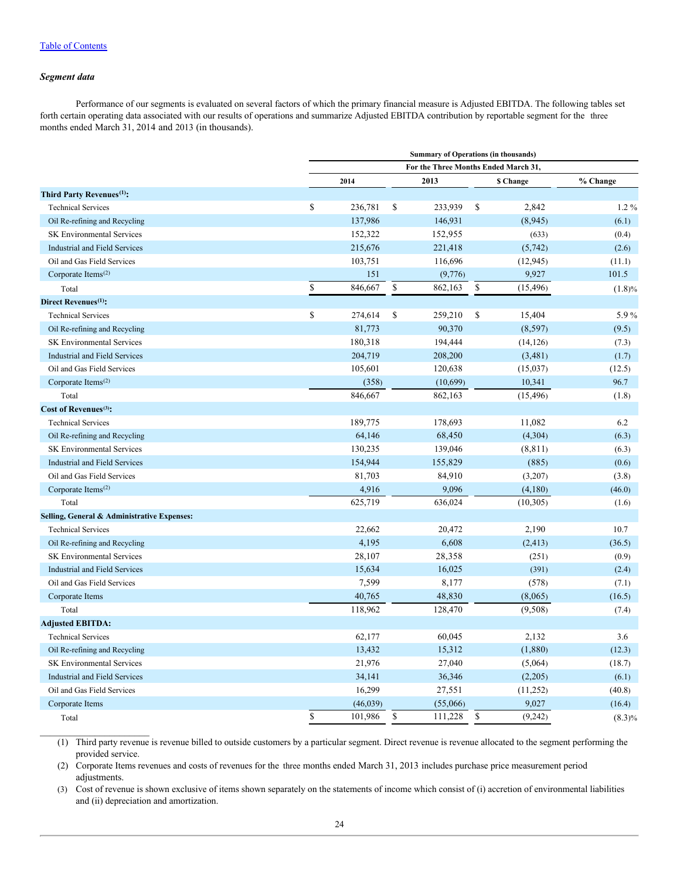[Table of Contents](#)

***Segment data***

Performance of our segments is evaluated on several factors of which the primary financial measure is Adjusted EBITDA. The following tables set forth certain operating data associated with our results of operations and summarize Adjusted EBITDA contribution by reportable segment for the three months ended March 31, 2014 and 2013 (in thousands).

| | Summary of Operations (in thousands) | | | |
|---|---|---|---|---|
| | For the Three Months Ended March 31, | | | |
| | 2014 | 2013 | $ Change | % Change |
| **Third Party Revenues[(1)]:** | | | | |
| Technical Services | $ 236,781 | $ 233,939 | $ 2,842 | 1.2 % |
| Oil Re-refining and Recycling | 137,986 | 146,931 | (8,945) | (6.1) |
| SK Environmental Services | 152,322 | 152,955 | (633) | (0.4) |
| Industrial and Field Services | 215,676 | 221,418 | (5,742) | (2.6) |
| Oil and Gas Field Services | 103,751 | 116,696 | (12,945) | (11.1) |
| Corporate Items[(2)] | 151 | (9,776) | 9,927 | 101.5 |
| Total | $ 846,667 | $ 862,163 | $ (15,496) | (1.8)% |
| **Direct Revenues[(1)]:** | | | | |
| Technical Services | $ 274,614 | $ 259,210 | $ 15,404 | 5.9 % |
| Oil Re-refining and Recycling | 81,773 | 90,370 | (8,597) | (9.5) |
| SK Environmental Services | 180,318 | 194,444 | (14,126) | (7.3) |
| Industrial and Field Services | 204,719 | 208,200 | (3,481) | (1.7) |
| Oil and Gas Field Services | 105,601 | 120,638 | (15,037) | (12.5) |
| Corporate Items[(2)] | (358) | (10,699) | 10,341 | 96.7 |
| Total | 846,667 | 862,163 | (15,496) | (1.8) |
| **Cost of Revenues[(3)]:** | | | | |
| Technical Services | 189,775 | 178,693 | 11,082 | 6.2 |
| Oil Re-refining and Recycling | 64,146 | 68,450 | (4,304) | (6.3) |
| SK Environmental Services | 130,235 | 139,046 | (8,811) | (6.3) |
| Industrial and Field Services | 154,944 | 155,829 | (885) | (0.6) |
| Oil and Gas Field Services | 81,703 | 84,910 | (3,207) | (3.8) |
| Corporate Items[(2)] | 4,916 | 9,096 | (4,180) | (46.0) |
| Total | 625,719 | 636,024 | (10,305) | (1.6) |
| **Selling, General & Administrative Expenses:** | | | | |
| Technical Services | 22,662 | 20,472 | 2,190 | 10.7 |
| Oil Re-refining and Recycling | 4,195 | 6,608 | (2,413) | (36.5) |
| SK Environmental Services | 28,107 | 28,358 | (251) | (0.9) |
| Industrial and Field Services | 15,634 | 16,025 | (391) | (2.4) |
| Oil and Gas Field Services | 7,599 | 8,177 | (578) | (7.1) |
| Corporate Items | 40,765 | 48,830 | (8,065) | (16.5) |
| Total | 118,962 | 128,470 | (9,508) | (7.4) |
| **Adjusted EBITDA:** | | | | |
| Technical Services | 62,177 | 60,045 | 2,132 | 3.6 |
| Oil Re-refining and Recycling | 13,432 | 15,312 | (1,880) | (12.3) |
| SK Environmental Services | 21,976 | 27,040 | (5,064) | (18.7) |
| Industrial and Field Services | 34,141 | 36,346 | (2,205) | (6.1) |
| Oil and Gas Field Services | 16,299 | 27,551 | (11,252) | (40.8) |
| Corporate Items | (46,039) | (55,066) | 9,027 | (16.4) |
| Total | $ 101,986 | $ 111,228 | $ (9,242) | (8.3)% |

(1) Third party revenue is revenue billed to outside customers by a particular segment. Direct revenue is revenue allocated to the segment performing the provided service.

(2) Corporate Items revenues and costs of revenues for the three months ended March 31, 2013 includes purchase price measurement period adjustments.

(3) Cost of revenue is shown exclusive of items shown separately on the statements of income which consist of (i) accretion of environmental liabilities and (ii) depreciation and amortization.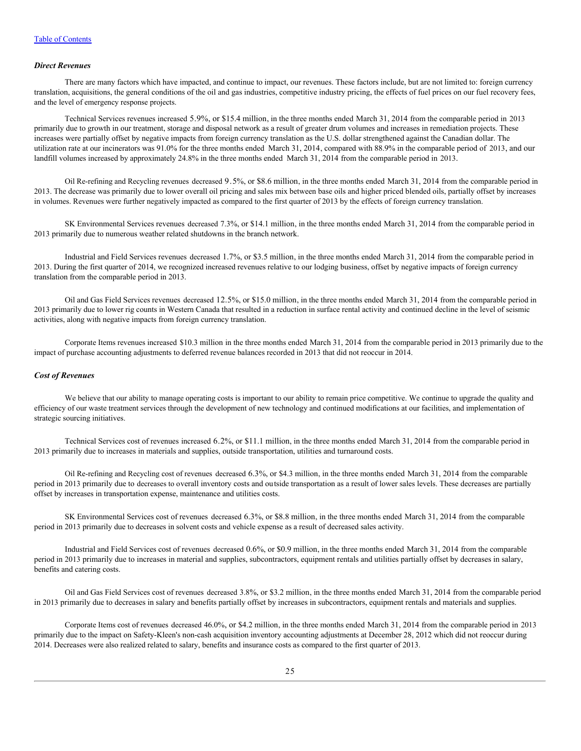[Table of Contents](#)

### *Direct Revenues*

There are many factors which have impacted, and continue to impact, our revenues. These factors include, but are not limited to: foreign currency translation, acquisitions, the general conditions of the oil and gas industries, competitive industry pricing, the effects of fuel prices on our fuel recovery fees, and the level of emergency response projects.

Technical Services revenues increased 5.9%, or $15.4 million, in the three months ended March 31, 2014 from the comparable period in 2013 primarily due to growth in our treatment, storage and disposal network as a result of greater drum volumes and increases in remediation projects. These increases were partially offset by negative impacts from foreign currency translation as the U.S. dollar strengthened against the Canadian dollar. The utilization rate at our incinerators was 91.0% for the three months ended March 31, 2014, compared with 88.9% in the comparable period of 2013, and our landfill volumes increased by approximately 24.8% in the three months ended March 31, 2014 from the comparable period in 2013.

Oil Re-refining and Recycling revenues decreased 9.5%, or $8.6 million, in the three months ended March 31, 2014 from the comparable period in 2013. The decrease was primarily due to lower overall oil pricing and sales mix between base oils and higher priced blended oils, partially offset by increases in volumes. Revenues were further negatively impacted as compared to the first quarter of 2013 by the effects of foreign currency translation.

SK Environmental Services revenues decreased 7.3%, or $14.1 million, in the three months ended March 31, 2014 from the comparable period in 2013 primarily due to numerous weather related shutdowns in the branch network.

Industrial and Field Services revenues decreased 1.7%, or $3.5 million, in the three months ended March 31, 2014 from the comparable period in 2013. During the first quarter of 2014, we recognized increased revenues relative to our lodging business, offset by negative impacts of foreign currency translation from the comparable period in 2013.

Oil and Gas Field Services revenues decreased 12.5%, or $15.0 million, in the three months ended March 31, 2014 from the comparable period in 2013 primarily due to lower rig counts in Western Canada that resulted in a reduction in surface rental activity and continued decline in the level of seismic activities, along with negative impacts from foreign currency translation.

Corporate Items revenues increased $10.3 million in the three months ended March 31, 2014 from the comparable period in 2013 primarily due to the impact of purchase accounting adjustments to deferred revenue balances recorded in 2013 that did not reoccur in 2014.

### *Cost of Revenues*

We believe that our ability to manage operating costs is important to our ability to remain price competitive. We continue to upgrade the quality and efficiency of our waste treatment services through the development of new technology and continued modifications at our facilities, and implementation of strategic sourcing initiatives.

Technical Services cost of revenues increased 6.2%, or $11.1 million, in the three months ended March 31, 2014 from the comparable period in 2013 primarily due to increases in materials and supplies, outside transportation, utilities and turnaround costs.

Oil Re-refining and Recycling cost of revenues decreased 6.3%, or $4.3 million, in the three months ended March 31, 2014 from the comparable period in 2013 primarily due to decreases to overall inventory costs and outside transportation as a result of lower sales levels. These decreases are partially offset by increases in transportation expense, maintenance and utilities costs.

SK Environmental Services cost of revenues decreased 6.3%, or $8.8 million, in the three months ended March 31, 2014 from the comparable period in 2013 primarily due to decreases in solvent costs and vehicle expense as a result of decreased sales activity.

Industrial and Field Services cost of revenues decreased 0.6%, or $0.9 million, in the three months ended March 31, 2014 from the comparable period in 2013 primarily due to increases in material and supplies, subcontractors, equipment rentals and utilities partially offset by decreases in salary, benefits and catering costs.

Oil and Gas Field Services cost of revenues decreased 3.8%, or $3.2 million, in the three months ended March 31, 2014 from the comparable period in 2013 primarily due to decreases in salary and benefits partially offset by increases in subcontractors, equipment rentals and materials and supplies.

Corporate Items cost of revenues decreased 46.0%, or $4.2 million, in the three months ended March 31, 2014 from the comparable period in 2013 primarily due to the impact on Safety-Kleen's non-cash acquisition inventory accounting adjustments at December 28, 2012 which did not reoccur during 2014. Decreases were also realized related to salary, benefits and insurance costs as compared to the first quarter of 2013.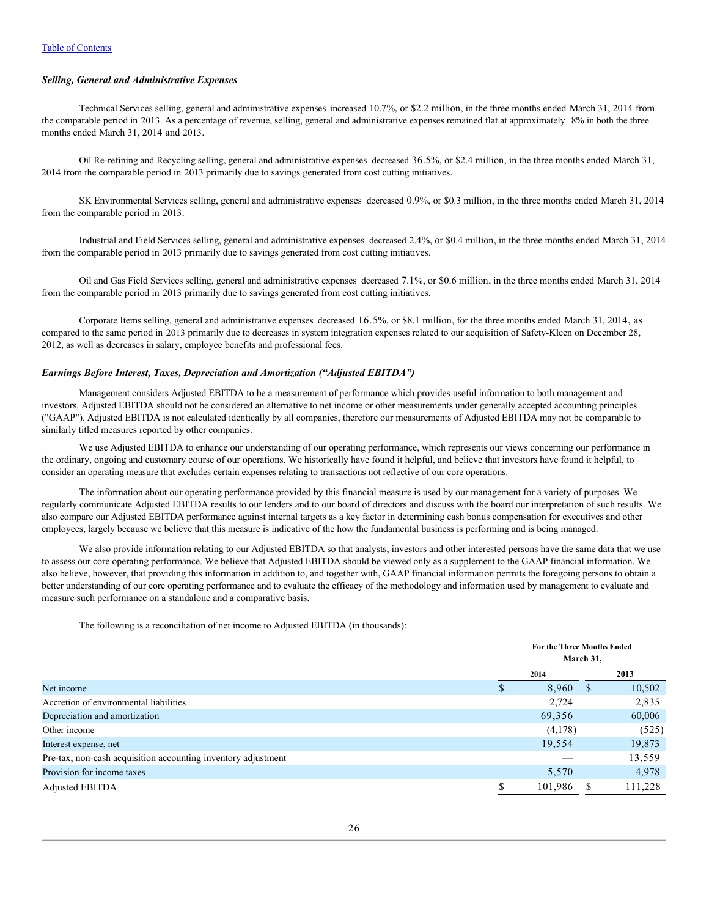[Table of Contents](#)

### *Selling, General and Administrative Expenses*

Technical Services selling, general and administrative expenses increased 10.7%, or $2.2 million, in the three months ended March 31, 2014 from the comparable period in 2013. As a percentage of revenue, selling, general and administrative expenses remained flat at approximately 8% in both the three months ended March 31, 2014 and 2013.

Oil Re-refining and Recycling selling, general and administrative expenses decreased 36.5%, or $2.4 million, in the three months ended March 31, 2014 from the comparable period in 2013 primarily due to savings generated from cost cutting initiatives.

SK Environmental Services selling, general and administrative expenses decreased 0.9%, or $0.3 million, in the three months ended March 31, 2014 from the comparable period in 2013.

Industrial and Field Services selling, general and administrative expenses decreased 2.4%, or $0.4 million, in the three months ended March 31, 2014 from the comparable period in 2013 primarily due to savings generated from cost cutting initiatives.

Oil and Gas Field Services selling, general and administrative expenses decreased 7.1%, or $0.6 million, in the three months ended March 31, 2014 from the comparable period in 2013 primarily due to savings generated from cost cutting initiatives.

Corporate Items selling, general and administrative expenses decreased 16.5%, or $8.1 million, for the three months ended March 31, 2014, as compared to the same period in 2013 primarily due to decreases in system integration expenses related to our acquisition of Safety-Kleen on December 28, 2012, as well as decreases in salary, employee benefits and professional fees.

### *Earnings Before Interest, Taxes, Depreciation and Amortization ("Adjusted EBITDA")*

Management considers Adjusted EBITDA to be a measurement of performance which provides useful information to both management and investors. Adjusted EBITDA should not be considered an alternative to net income or other measurements under generally accepted accounting principles ("GAAP"). Adjusted EBITDA is not calculated identically by all companies, therefore our measurements of Adjusted EBITDA may not be comparable to similarly titled measures reported by other companies.

We use Adjusted EBITDA to enhance our understanding of our operating performance, which represents our views concerning our performance in the ordinary, ongoing and customary course of our operations. We historically have found it helpful, and believe that investors have found it helpful, to consider an operating measure that excludes certain expenses relating to transactions not reflective of our core operations.

The information about our operating performance provided by this financial measure is used by our management for a variety of purposes. We regularly communicate Adjusted EBITDA results to our lenders and to our board of directors and discuss with the board our interpretation of such results. We also compare our Adjusted EBITDA performance against internal targets as a key factor in determining cash bonus compensation for executives and other employees, largely because we believe that this measure is indicative of the how the fundamental business is performing and is being managed.

We also provide information relating to our Adjusted EBITDA so that analysts, investors and other interested persons have the same data that we use to assess our core operating performance. We believe that Adjusted EBITDA should be viewed only as a supplement to the GAAP financial information. We also believe, however, that providing this information in addition to, and together with, GAAP financial information permits the foregoing persons to obtain a better understanding of our core operating performance and to evaluate the efficacy of the methodology and information used by management to evaluate and measure such performance on a standalone and a comparative basis.

The following is a reconciliation of net income to Adjusted EBITDA (in thousands):

| | For the Three Months Ended March 31, | |
|---|---|---|
| | 2014 | 2013 |
| Net income | $ 8,960 | $ 10,502 |
| Accretion of environmental liabilities | 2,724 | 2,835 |
| Depreciation and amortization | 69,356 | 60,006 |
| Other income | (4,178) | (525) |
| Interest expense, net | 19,554 | 19,873 |
| Pre-tax, non-cash acquisition accounting inventory adjustment | — | 13,559 |
| Provision for income taxes | 5,570 | 4,978 |
| Adjusted EBITDA | $ 101,986 | $ 111,228 |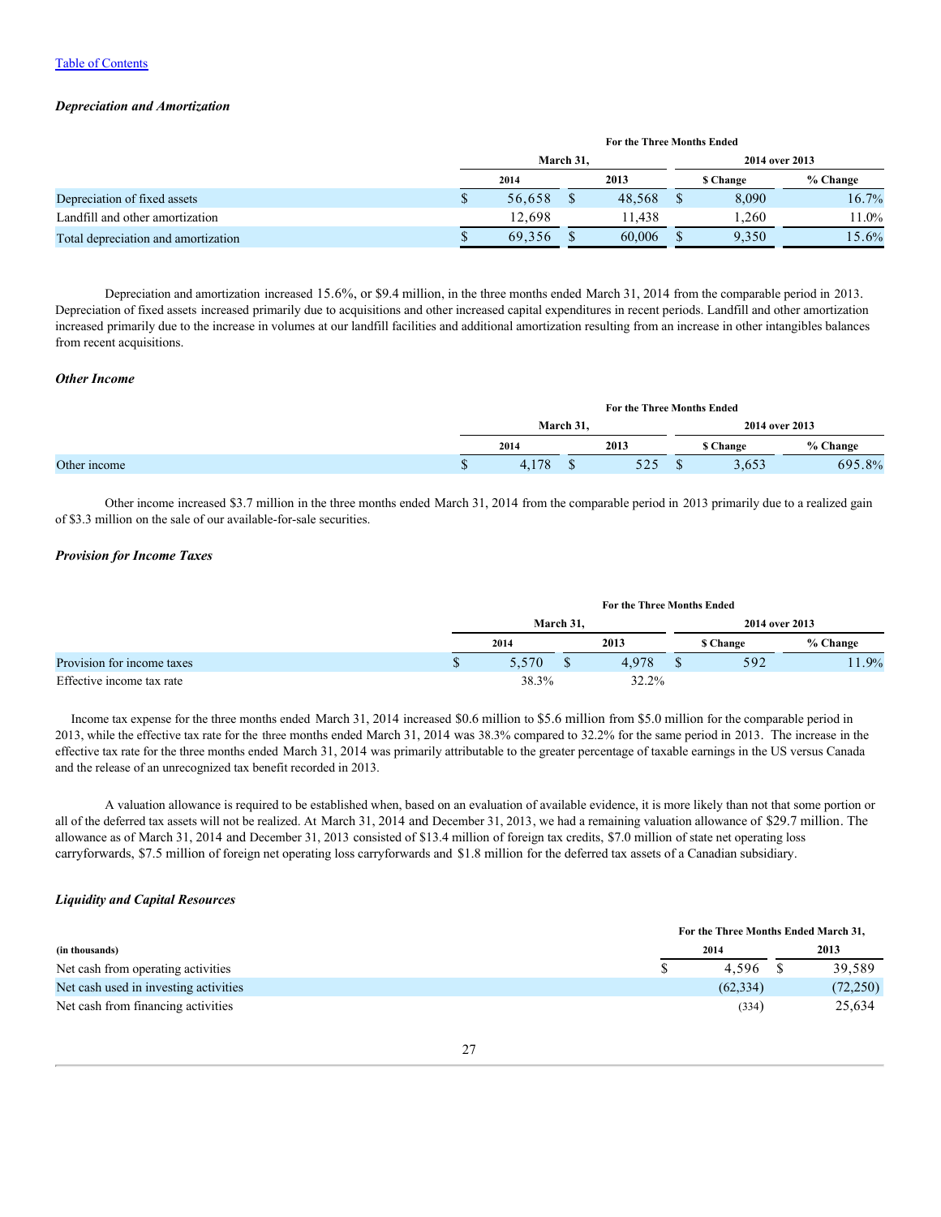*Depreciation and Amortization*

| | For the Three Months Ended | | | |
|---|---|---|---|---|
| | March 31, | | 2014 over 2013 | |
| | 2014 | 2013 | $ Change | % Change |
| Depreciation of fixed assets | $ 56,658 | $ 48,568 | $ 8,090 | 16.7% |
| Landfill and other amortization | 12,698 | 11,438 | 1,260 | 11.0% |
| Total depreciation and amortization | $ 69,356 | $ 60,006 | $ 9,350 | 15.6% |

Depreciation and amortization increased 15.6%, or $9.4 million, in the three months ended March 31, 2014 from the comparable period in 2013. Depreciation of fixed assets increased primarily due to acquisitions and other increased capital expenditures in recent periods. Landfill and other amortization increased primarily due to the increase in volumes at our landfill facilities and additional amortization resulting from an increase in other intangibles balances from recent acquisitions.

*Other Income*

| | For the Three Months Ended | | | |
|---|---|---|---|---|
| | March 31, | | 2014 over 2013 | |
| | 2014 | 2013 | $ Change | % Change |
| Other income | $ 4,178 | $ 525 | $ 3,653 | 695.8% |

Other income increased $3.7 million in the three months ended March 31, 2014 from the comparable period in 2013 primarily due to a realized gain of $3.3 million on the sale of our available-for-sale securities.

*Provision for Income Taxes*

| | For the Three Months Ended | | | |
|---|---|---|---|---|
| | March 31, | | 2014 over 2013 | |
| | 2014 | 2013 | $ Change | % Change |
| Provision for income taxes | $ 5,570 | $ 4,978 | $ 592 | 11.9% |
| Effective income tax rate | 38.3% | 32.2% | | |

Income tax expense for the three months ended March 31, 2014 increased $0.6 million to $5.6 million from $5.0 million for the comparable period in 2013, while the effective tax rate for the three months ended March 31, 2014 was 38.3% compared to 32.2% for the same period in 2013. The increase in the effective tax rate for the three months ended March 31, 2014 was primarily attributable to the greater percentage of taxable earnings in the US versus Canada and the release of an unrecognized tax benefit recorded in 2013.

A valuation allowance is required to be established when, based on an evaluation of available evidence, it is more likely than not that some portion or all of the deferred tax assets will not be realized. At March 31, 2014 and December 31, 2013, we had a remaining valuation allowance of $29.7 million. The allowance as of March 31, 2014 and December 31, 2013 consisted of $13.4 million of foreign tax credits, $7.0 million of state net operating loss carryforwards, $7.5 million of foreign net operating loss carryforwards and $1.8 million for the deferred tax assets of a Canadian subsidiary.

*Liquidity and Capital Resources*

| | For the Three Months Ended March 31, | |
|---|---|---|
| (in thousands) | 2014 | 2013 |
| Net cash from operating activities | $ 4,596 | $ 39,589 |
| Net cash used in investing activities | (62,334) | (72,250) |
| Net cash from financing activities | (334) | 25,634 |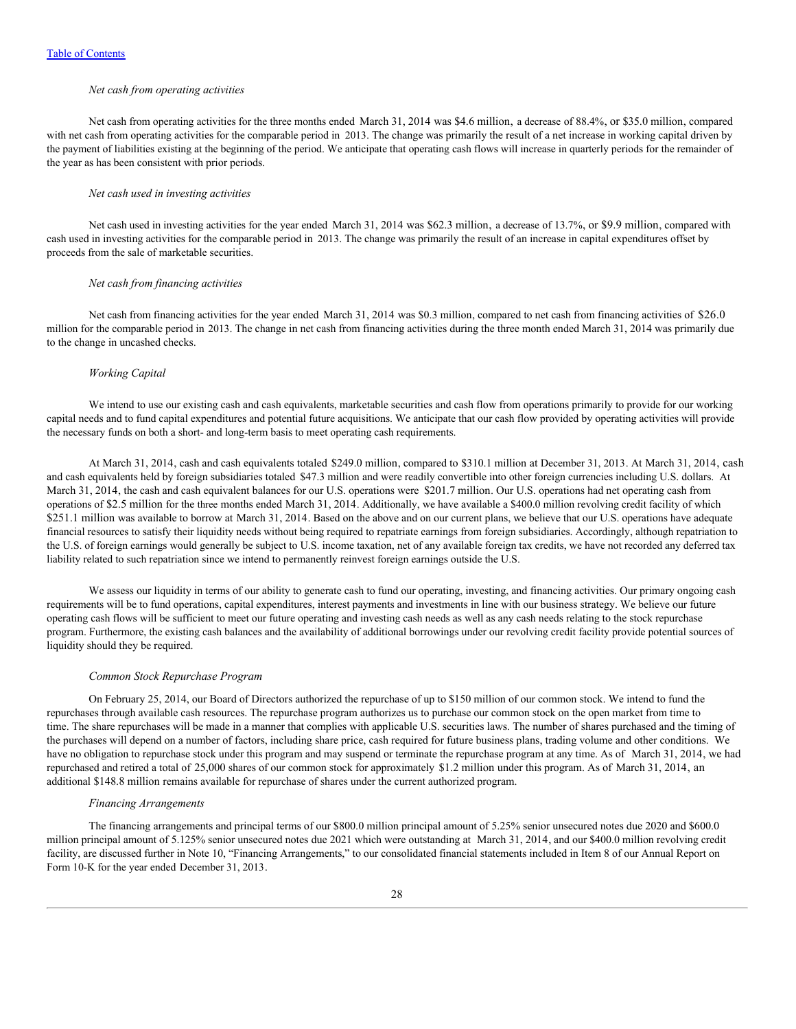Table of Contents

*Net cash from operating activities*

Net cash from operating activities for the three months ended March 31, 2014 was $4.6 million, a decrease of 88.4%, or $35.0 million, compared with net cash from operating activities for the comparable period in 2013. The change was primarily the result of a net increase in working capital driven by the payment of liabilities existing at the beginning of the period. We anticipate that operating cash flows will increase in quarterly periods for the remainder of the year as has been consistent with prior periods.

*Net cash used in investing activities*

Net cash used in investing activities for the year ended March 31, 2014 was $62.3 million, a decrease of 13.7%, or $9.9 million, compared with cash used in investing activities for the comparable period in 2013. The change was primarily the result of an increase in capital expenditures offset by proceeds from the sale of marketable securities.

*Net cash from financing activities*

Net cash from financing activities for the year ended March 31, 2014 was $0.3 million, compared to net cash from financing activities of $26.0 million for the comparable period in 2013. The change in net cash from financing activities during the three month ended March 31, 2014 was primarily due to the change in uncashed checks.

*Working Capital*

We intend to use our existing cash and cash equivalents, marketable securities and cash flow from operations primarily to provide for our working capital needs and to fund capital expenditures and potential future acquisitions. We anticipate that our cash flow provided by operating activities will provide the necessary funds on both a short- and long-term basis to meet operating cash requirements.

At March 31, 2014, cash and cash equivalents totaled $249.0 million, compared to $310.1 million at December 31, 2013. At March 31, 2014, cash and cash equivalents held by foreign subsidiaries totaled $47.3 million and were readily convertible into other foreign currencies including U.S. dollars. At March 31, 2014, the cash and cash equivalent balances for our U.S. operations were $201.7 million. Our U.S. operations had net operating cash from operations of $2.5 million for the three months ended March 31, 2014. Additionally, we have available a $400.0 million revolving credit facility of which $251.1 million was available to borrow at March 31, 2014. Based on the above and on our current plans, we believe that our U.S. operations have adequate financial resources to satisfy their liquidity needs without being required to repatriate earnings from foreign subsidiaries. Accordingly, although repatriation to the U.S. of foreign earnings would generally be subject to U.S. income taxation, net of any available foreign tax credits, we have not recorded any deferred tax liability related to such repatriation since we intend to permanently reinvest foreign earnings outside the U.S.

We assess our liquidity in terms of our ability to generate cash to fund our operating, investing, and financing activities. Our primary ongoing cash requirements will be to fund operations, capital expenditures, interest payments and investments in line with our business strategy. We believe our future operating cash flows will be sufficient to meet our future operating and investing cash needs as well as any cash needs relating to the stock repurchase program. Furthermore, the existing cash balances and the availability of additional borrowings under our revolving credit facility provide potential sources of liquidity should they be required.

*Common Stock Repurchase Program*

On February 25, 2014, our Board of Directors authorized the repurchase of up to $150 million of our common stock. We intend to fund the repurchases through available cash resources. The repurchase program authorizes us to purchase our common stock on the open market from time to time. The share repurchases will be made in a manner that complies with applicable U.S. securities laws. The number of shares purchased and the timing of the purchases will depend on a number of factors, including share price, cash required for future business plans, trading volume and other conditions. We have no obligation to repurchase stock under this program and may suspend or terminate the repurchase program at any time. As of March 31, 2014, we had repurchased and retired a total of 25,000 shares of our common stock for approximately $1.2 million under this program. As of March 31, 2014, an additional $148.8 million remains available for repurchase of shares under the current authorized program.

*Financing Arrangements*

The financing arrangements and principal terms of our $800.0 million principal amount of 5.25% senior unsecured notes due 2020 and $600.0 million principal amount of 5.125% senior unsecured notes due 2021 which were outstanding at March 31, 2014, and our $400.0 million revolving credit facility, are discussed further in Note 10, "Financing Arrangements," to our consolidated financial statements included in Item 8 of our Annual Report on Form 10-K for the year ended December 31, 2013.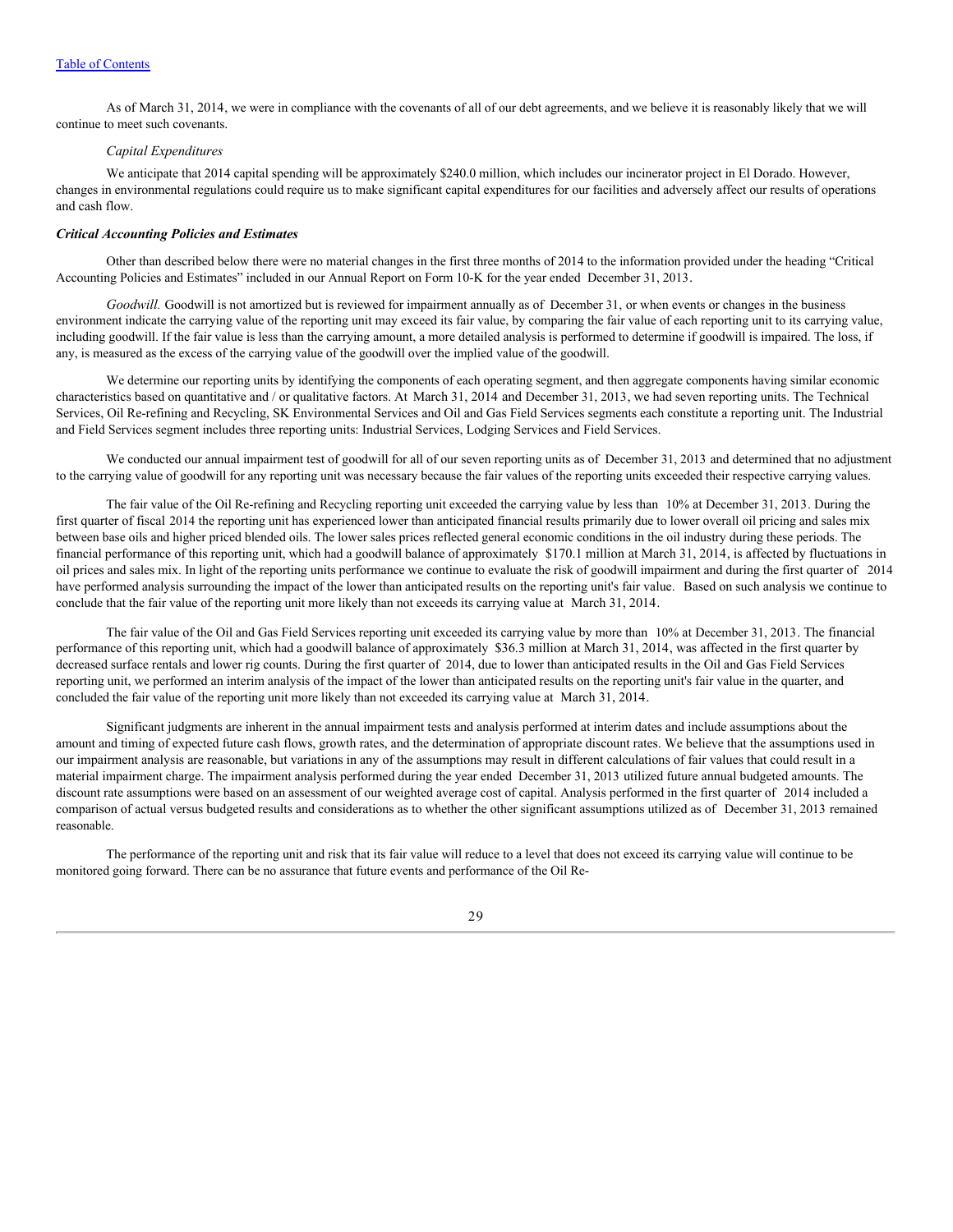[Table of Contents](#)

As of March 31, 2014, we were in compliance with the covenants of all of our debt agreements, and we believe it is reasonably likely that we will continue to meet such covenants.

*Capital Expenditures*

We anticipate that 2014 capital spending will be approximately $240.0 million, which includes our incinerator project in El Dorado. However, changes in environmental regulations could require us to make significant capital expenditures for our facilities and adversely affect our results of operations and cash flow.

***Critical Accounting Policies and Estimates***

Other than described below there were no material changes in the first three months of 2014 to the information provided under the heading "Critical Accounting Policies and Estimates" included in our Annual Report on Form 10-K for the year ended December 31, 2013.

*Goodwill.* Goodwill is not amortized but is reviewed for impairment annually as of December 31, or when events or changes in the business environment indicate the carrying value of the reporting unit may exceed its fair value, by comparing the fair value of each reporting unit to its carrying value, including goodwill. If the fair value is less than the carrying amount, a more detailed analysis is performed to determine if goodwill is impaired. The loss, if any, is measured as the excess of the carrying value of the goodwill over the implied value of the goodwill.

We determine our reporting units by identifying the components of each operating segment, and then aggregate components having similar economic characteristics based on quantitative and / or qualitative factors. At March 31, 2014 and December 31, 2013, we had seven reporting units. The Technical Services, Oil Re-refining and Recycling, SK Environmental Services and Oil and Gas Field Services segments each constitute a reporting unit. The Industrial and Field Services segment includes three reporting units: Industrial Services, Lodging Services and Field Services.

We conducted our annual impairment test of goodwill for all of our seven reporting units as of December 31, 2013 and determined that no adjustment to the carrying value of goodwill for any reporting unit was necessary because the fair values of the reporting units exceeded their respective carrying values.

The fair value of the Oil Re-refining and Recycling reporting unit exceeded the carrying value by less than 10% at December 31, 2013. During the first quarter of fiscal 2014 the reporting unit has experienced lower than anticipated financial results primarily due to lower overall oil pricing and sales mix between base oils and higher priced blended oils. The lower sales prices reflected general economic conditions in the oil industry during these periods. The financial performance of this reporting unit, which had a goodwill balance of approximately $170.1 million at March 31, 2014, is affected by fluctuations in oil prices and sales mix. In light of the reporting units performance we continue to evaluate the risk of goodwill impairment and during the first quarter of 2014 have performed analysis surrounding the impact of the lower than anticipated results on the reporting unit's fair value. Based on such analysis we continue to conclude that the fair value of the reporting unit more likely than not exceeds its carrying value at March 31, 2014.

The fair value of the Oil and Gas Field Services reporting unit exceeded its carrying value by more than 10% at December 31, 2013. The financial performance of this reporting unit, which had a goodwill balance of approximately $36.3 million at March 31, 2014, was affected in the first quarter by decreased surface rentals and lower rig counts. During the first quarter of 2014, due to lower than anticipated results in the Oil and Gas Field Services reporting unit, we performed an interim analysis of the impact of the lower than anticipated results on the reporting unit's fair value in the quarter, and concluded the fair value of the reporting unit more likely than not exceeded its carrying value at March 31, 2014.

Significant judgments are inherent in the annual impairment tests and analysis performed at interim dates and include assumptions about the amount and timing of expected future cash flows, growth rates, and the determination of appropriate discount rates. We believe that the assumptions used in our impairment analysis are reasonable, but variations in any of the assumptions may result in different calculations of fair values that could result in a material impairment charge. The impairment analysis performed during the year ended December 31, 2013 utilized future annual budgeted amounts. The discount rate assumptions were based on an assessment of our weighted average cost of capital. Analysis performed in the first quarter of 2014 included a comparison of actual versus budgeted results and considerations as to whether the other significant assumptions utilized as of December 31, 2013 remained reasonable.

The performance of the reporting unit and risk that its fair value will reduce to a level that does not exceed its carrying value will continue to be monitored going forward. There can be no assurance that future events and performance of the Oil Re-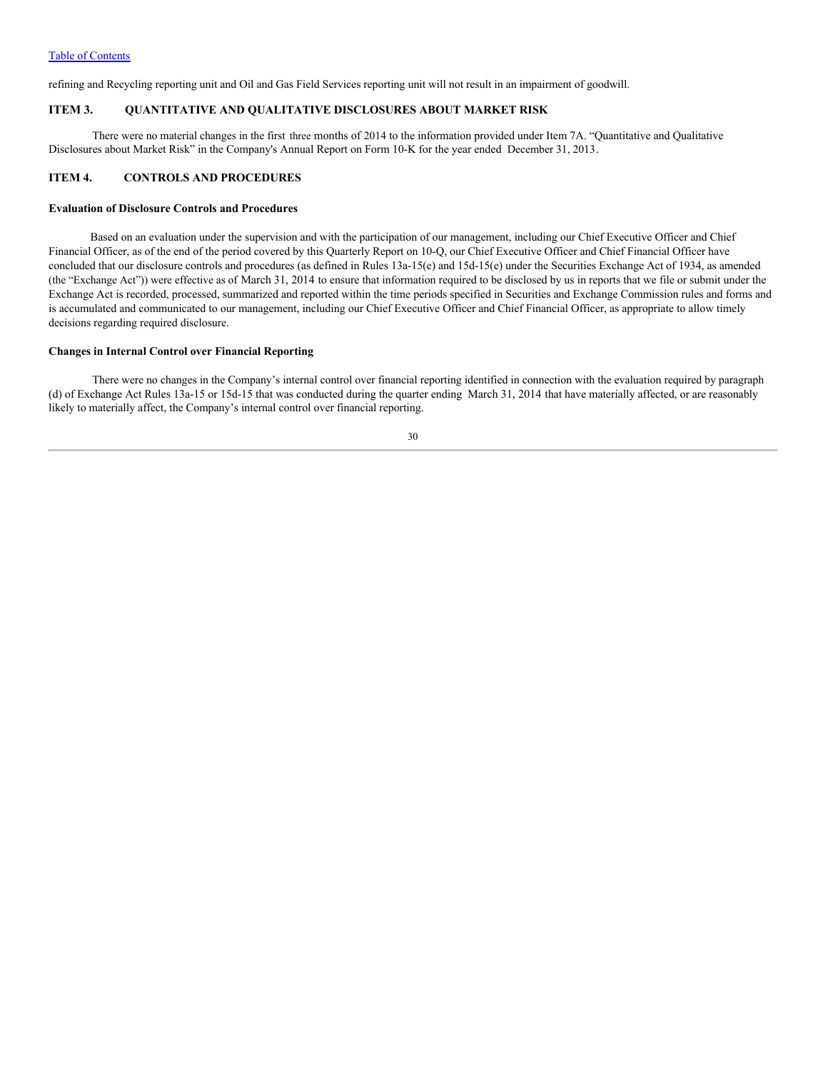refining and Recycling reporting unit and Oil and Gas Field Services reporting unit will not result in an impairment of goodwill.

## ITEM 3. QUANTITATIVE AND QUALITATIVE DISCLOSURES ABOUT MARKET RISK

There were no material changes in the first three months of 2014 to the information provided under Item 7A. "Quantitative and Qualitative Disclosures about Market Risk" in the Company's Annual Report on Form 10-K for the year ended December 31, 2013.

## ITEM 4. CONTROLS AND PROCEDURES

**Evaluation of Disclosure Controls and Procedures**

Based on an evaluation under the supervision and with the participation of our management, including our Chief Executive Officer and Chief Financial Officer, as of the end of the period covered by this Quarterly Report on 10-Q, our Chief Executive Officer and Chief Financial Officer have concluded that our disclosure controls and procedures (as defined in Rules 13a-15(e) and 15d-15(e) under the Securities Exchange Act of 1934, as amended (the "Exchange Act")) were effective as of March 31, 2014 to ensure that information required to be disclosed by us in reports that we file or submit under the Exchange Act is recorded, processed, summarized and reported within the time periods specified in Securities and Exchange Commission rules and forms and is accumulated and communicated to our management, including our Chief Executive Officer and Chief Financial Officer, as appropriate to allow timely decisions regarding required disclosure.

**Changes in Internal Control over Financial Reporting**

There were no changes in the Company's internal control over financial reporting identified in connection with the evaluation required by paragraph (d) of Exchange Act Rules 13a-15 or 15d-15 that was conducted during the quarter ending March 31, 2014 that have materially affected, or are reasonably likely to materially affect, the Company's internal control over financial reporting.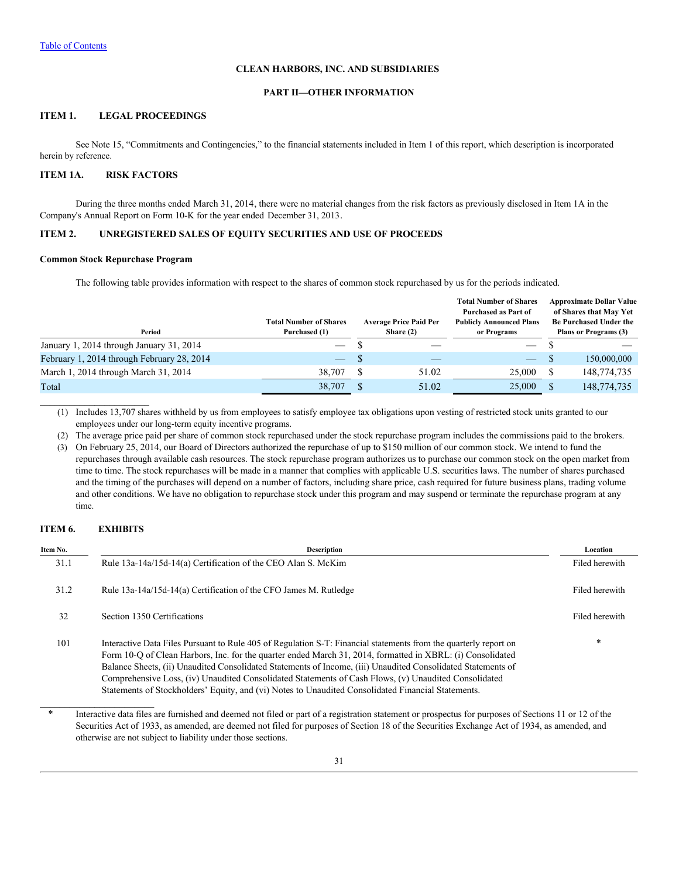[Table of Contents](#)

**CLEAN HARBORS, INC. AND SUBSIDIARIES**

**PART II—OTHER INFORMATION**

## ITEM 1. LEGAL PROCEEDINGS

See Note 15, "Commitments and Contingencies," to the financial statements included in Item 1 of this report, which description is incorporated herein by reference.

## ITEM 1A. RISK FACTORS

During the three months ended March 31, 2014, there were no material changes from the risk factors as previously disclosed in Item 1A in the Company's Annual Report on Form 10-K for the year ended December 31, 2013.

## ITEM 2. UNREGISTERED SALES OF EQUITY SECURITIES AND USE OF PROCEEDS

### Common Stock Repurchase Program

The following table provides information with respect to the shares of common stock repurchased by us for the periods indicated.

| Period | Total Number of Shares Purchased (1) | Average Price Paid Per Share (2) | Total Number of Shares Purchased as Part of Publicly Announced Plans or Programs | Approximate Dollar Value of Shares that May Yet Be Purchased Under the Plans or Programs (3) |
|---|---|---|---|---|
| January 1, 2014 through January 31, 2014 | — | $ — | — | $ — |
| February 1, 2014 through February 28, 2014 | — | $ — | — | $ 150,000,000 |
| March 1, 2014 through March 31, 2014 | 38,707 | $ 51.02 | 25,000 | $ 148,774,735 |
| Total | 38,707 | $ 51.02 | 25,000 | $ 148,774,735 |

(1) Includes 13,707 shares withheld by us from employees to satisfy employee tax obligations upon vesting of restricted stock units granted to our employees under our long-term equity incentive programs.

(2) The average price paid per share of common stock repurchased under the stock repurchase program includes the commissions paid to the brokers.

(3) On February 25, 2014, our Board of Directors authorized the repurchase of up to $150 million of our common stock. We intend to fund the repurchases through available cash resources. The stock repurchase program authorizes us to purchase our common stock on the open market from time to time. The stock repurchases will be made in a manner that complies with applicable U.S. securities laws. The number of shares purchased and the timing of the purchases will depend on a number of factors, including share price, cash required for future business plans, trading volume and other conditions. We have no obligation to repurchase stock under this program and may suspend or terminate the repurchase program at any time.

## ITEM 6. EXHIBITS

| Item No. | Description | Location |
|---|---|---|
| 31.1 | Rule 13a-14a/15d-14(a) Certification of the CEO Alan S. McKim | Filed herewith |
| 31.2 | Rule 13a-14a/15d-14(a) Certification of the CFO James M. Rutledge | Filed herewith |
| 32 | Section 1350 Certifications | Filed herewith |
| 101 | Interactive Data Files Pursuant to Rule 405 of Regulation S-T: Financial statements from the quarterly report on Form 10-Q of Clean Harbors, Inc. for the quarter ended March 31, 2014, formatted in XBRL: (i) Consolidated Balance Sheets, (ii) Unaudited Consolidated Statements of Income, (iii) Unaudited Consolidated Statements of Comprehensive Loss, (iv) Unaudited Consolidated Statements of Cash Flows, (v) Unaudited Consolidated Statements of Stockholders' Equity, and (vi) Notes to Unaudited Consolidated Financial Statements. | * |

\* Interactive data files are furnished and deemed not filed or part of a registration statement or prospectus for purposes of Sections 11 or 12 of the Securities Act of 1933, as amended, are deemed not filed for purposes of Section 18 of the Securities Exchange Act of 1934, as amended, and otherwise are not subject to liability under those sections.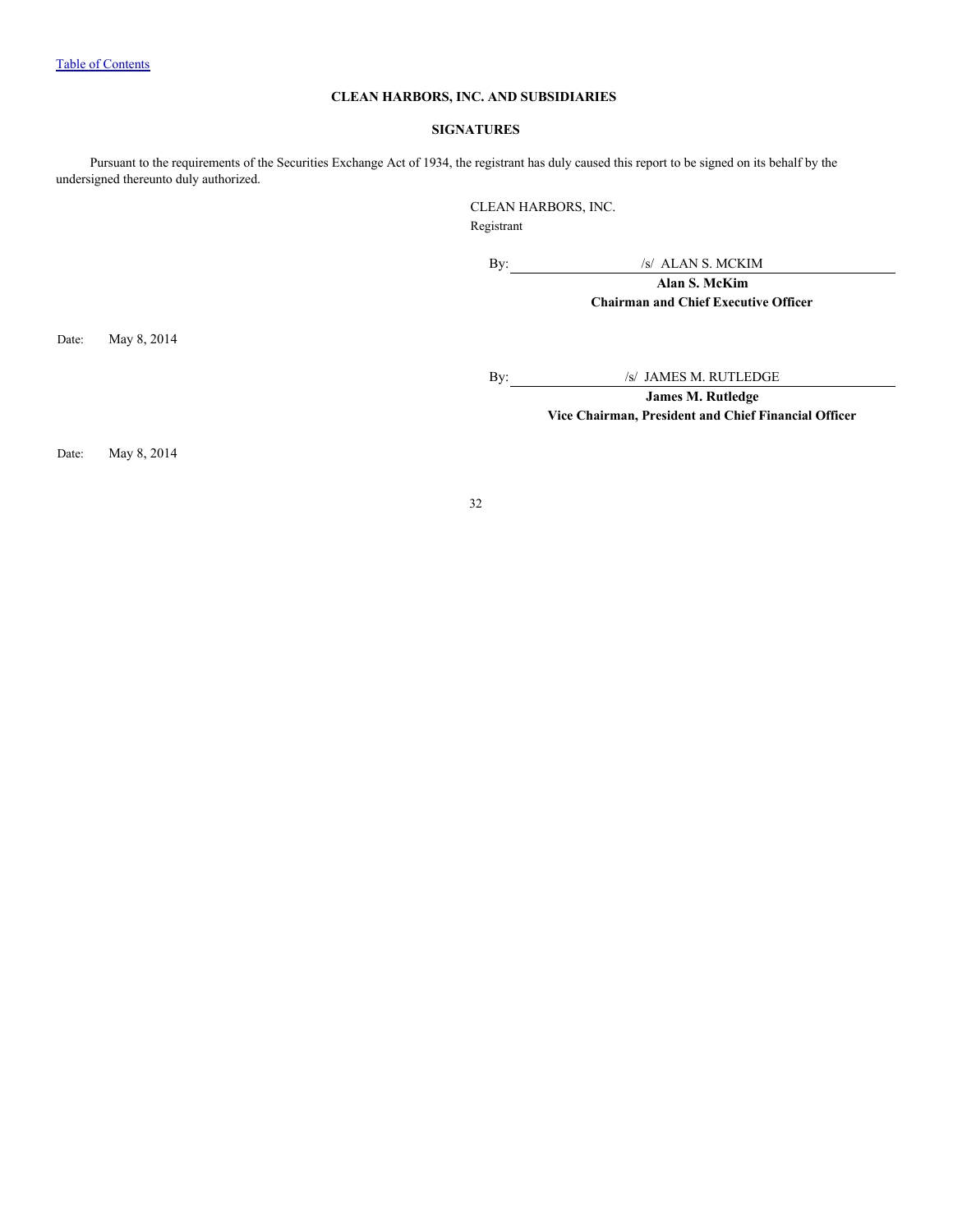## CLEAN HARBORS, INC. AND SUBSIDIARIES

## SIGNATURES

Pursuant to the requirements of the Securities Exchange Act of 1934, the registrant has duly caused this report to be signed on its behalf by the undersigned thereunto duly authorized.

CLEAN HARBORS, INC.
Registrant

By: /s/ ALAN S. MCKIM
**Alan S. McKim**
**Chairman and Chief Executive Officer**

Date: May 8, 2014

By: /s/ JAMES M. RUTLEDGE
**James M. Rutledge**
**Vice Chairman, President and Chief Financial Officer**

Date: May 8, 2014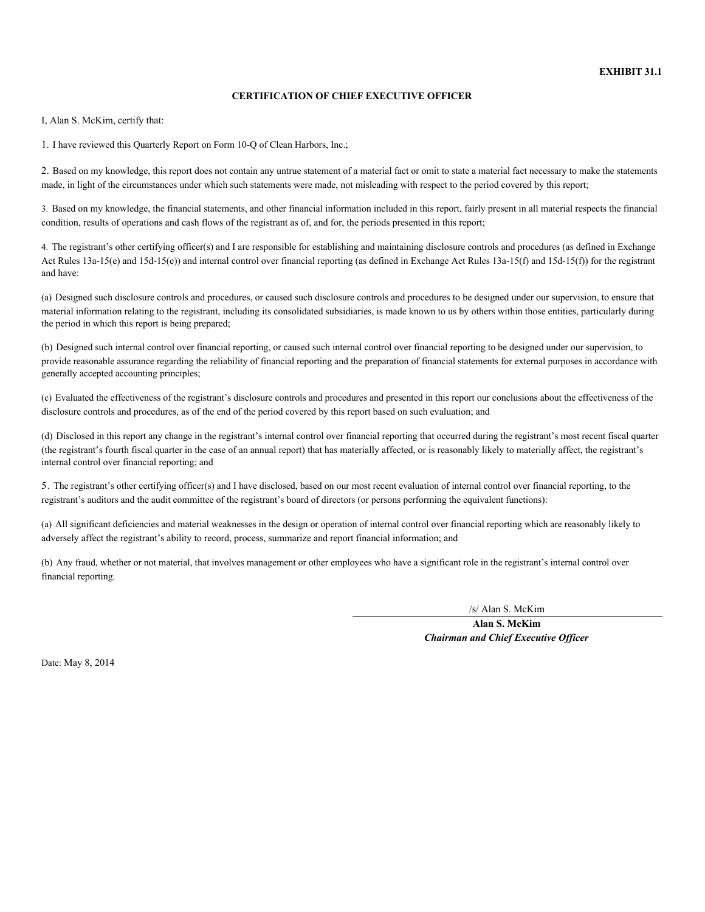**EXHIBIT 31.1**

## CERTIFICATION OF CHIEF EXECUTIVE OFFICER

I, Alan S. McKim, certify that:

1. I have reviewed this Quarterly Report on Form 10-Q of Clean Harbors, Inc.;

2. Based on my knowledge, this report does not contain any untrue statement of a material fact or omit to state a material fact necessary to make the statements made, in light of the circumstances under which such statements were made, not misleading with respect to the period covered by this report;

3. Based on my knowledge, the financial statements, and other financial information included in this report, fairly present in all material respects the financial condition, results of operations and cash flows of the registrant as of, and for, the periods presented in this report;

4. The registrant's other certifying officer(s) and I are responsible for establishing and maintaining disclosure controls and procedures (as defined in Exchange Act Rules 13a-15(e) and 15d-15(e)) and internal control over financial reporting (as defined in Exchange Act Rules 13a-15(f) and 15d-15(f)) for the registrant and have:

(a) Designed such disclosure controls and procedures, or caused such disclosure controls and procedures to be designed under our supervision, to ensure that material information relating to the registrant, including its consolidated subsidiaries, is made known to us by others within those entities, particularly during the period in which this report is being prepared;

(b) Designed such internal control over financial reporting, or caused such internal control over financial reporting to be designed under our supervision, to provide reasonable assurance regarding the reliability of financial reporting and the preparation of financial statements for external purposes in accordance with generally accepted accounting principles;

(c) Evaluated the effectiveness of the registrant's disclosure controls and procedures and presented in this report our conclusions about the effectiveness of the disclosure controls and procedures, as of the end of the period covered by this report based on such evaluation; and

(d) Disclosed in this report any change in the registrant's internal control over financial reporting that occurred during the registrant's most recent fiscal quarter (the registrant's fourth fiscal quarter in the case of an annual report) that has materially affected, or is reasonably likely to materially affect, the registrant's internal control over financial reporting; and

5. The registrant's other certifying officer(s) and I have disclosed, based on our most recent evaluation of internal control over financial reporting, to the registrant's auditors and the audit committee of the registrant's board of directors (or persons performing the equivalent functions):

(a) All significant deficiencies and material weaknesses in the design or operation of internal control over financial reporting which are reasonably likely to adversely affect the registrant's ability to record, process, summarize and report financial information; and

(b) Any fraud, whether or not material, that involves management or other employees who have a significant role in the registrant's internal control over financial reporting.

/s/ Alan S. McKim

**Alan S. McKim**
***Chairman and Chief Executive Officer***

Date: May 8, 2014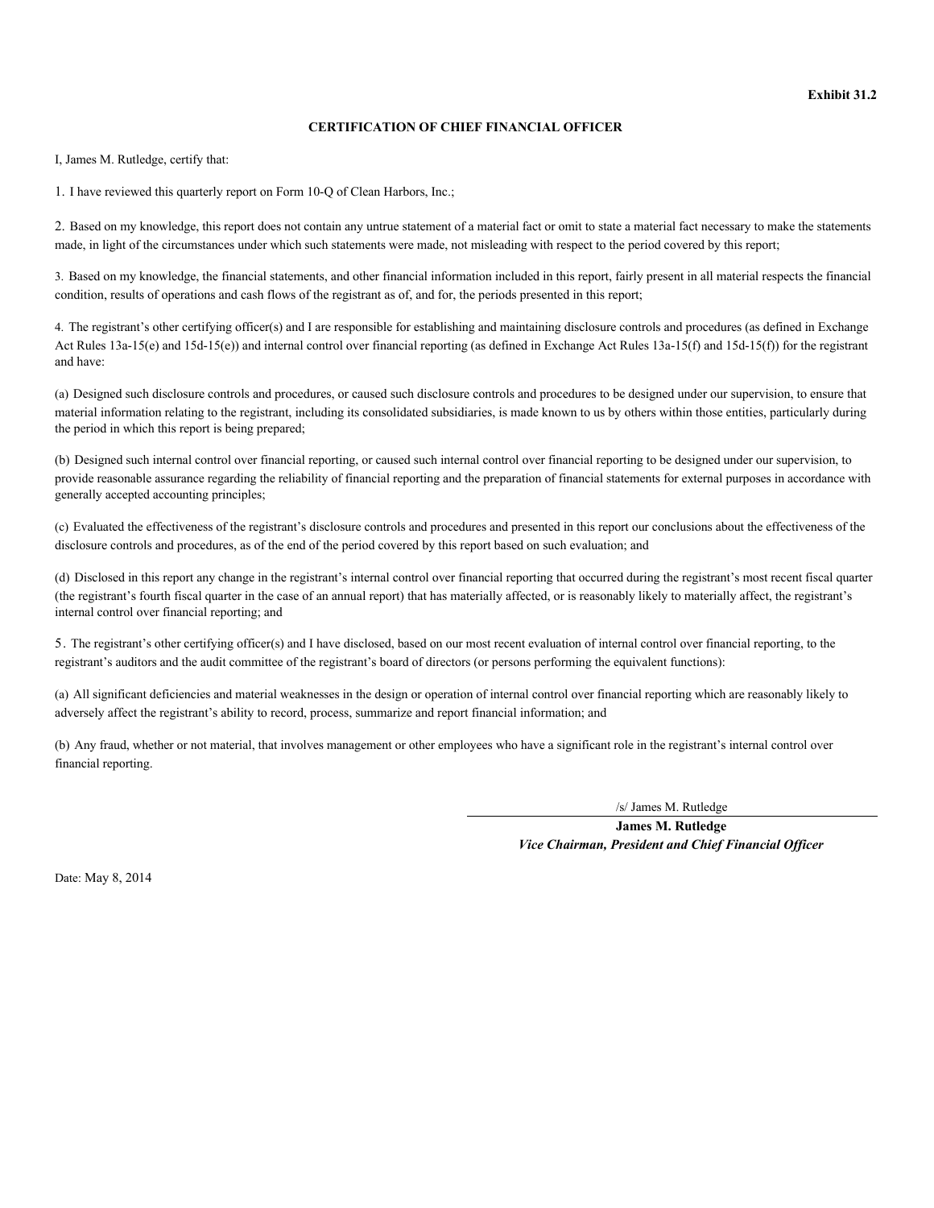**Exhibit 31.2**

**CERTIFICATION OF CHIEF FINANCIAL OFFICER**

I, James M. Rutledge, certify that:

1. I have reviewed this quarterly report on Form 10-Q of Clean Harbors, Inc.;

2. Based on my knowledge, this report does not contain any untrue statement of a material fact or omit to state a material fact necessary to make the statements made, in light of the circumstances under which such statements were made, not misleading with respect to the period covered by this report;

3. Based on my knowledge, the financial statements, and other financial information included in this report, fairly present in all material respects the financial condition, results of operations and cash flows of the registrant as of, and for, the periods presented in this report;

4. The registrant's other certifying officer(s) and I are responsible for establishing and maintaining disclosure controls and procedures (as defined in Exchange Act Rules 13a-15(e) and 15d-15(e)) and internal control over financial reporting (as defined in Exchange Act Rules 13a-15(f) and 15d-15(f)) for the registrant and have:

(a) Designed such disclosure controls and procedures, or caused such disclosure controls and procedures to be designed under our supervision, to ensure that material information relating to the registrant, including its consolidated subsidiaries, is made known to us by others within those entities, particularly during the period in which this report is being prepared;

(b) Designed such internal control over financial reporting, or caused such internal control over financial reporting to be designed under our supervision, to provide reasonable assurance regarding the reliability of financial reporting and the preparation of financial statements for external purposes in accordance with generally accepted accounting principles;

(c) Evaluated the effectiveness of the registrant's disclosure controls and procedures and presented in this report our conclusions about the effectiveness of the disclosure controls and procedures, as of the end of the period covered by this report based on such evaluation; and

(d) Disclosed in this report any change in the registrant's internal control over financial reporting that occurred during the registrant's most recent fiscal quarter (the registrant's fourth fiscal quarter in the case of an annual report) that has materially affected, or is reasonably likely to materially affect, the registrant's internal control over financial reporting; and

5. The registrant's other certifying officer(s) and I have disclosed, based on our most recent evaluation of internal control over financial reporting, to the registrant's auditors and the audit committee of the registrant's board of directors (or persons performing the equivalent functions):

(a) All significant deficiencies and material weaknesses in the design or operation of internal control over financial reporting which are reasonably likely to adversely affect the registrant's ability to record, process, summarize and report financial information; and

(b) Any fraud, whether or not material, that involves management or other employees who have a significant role in the registrant's internal control over financial reporting.

/s/ James M. Rutledge

**James M. Rutledge**
***Vice Chairman, President and Chief Financial Officer***

Date: May 8, 2014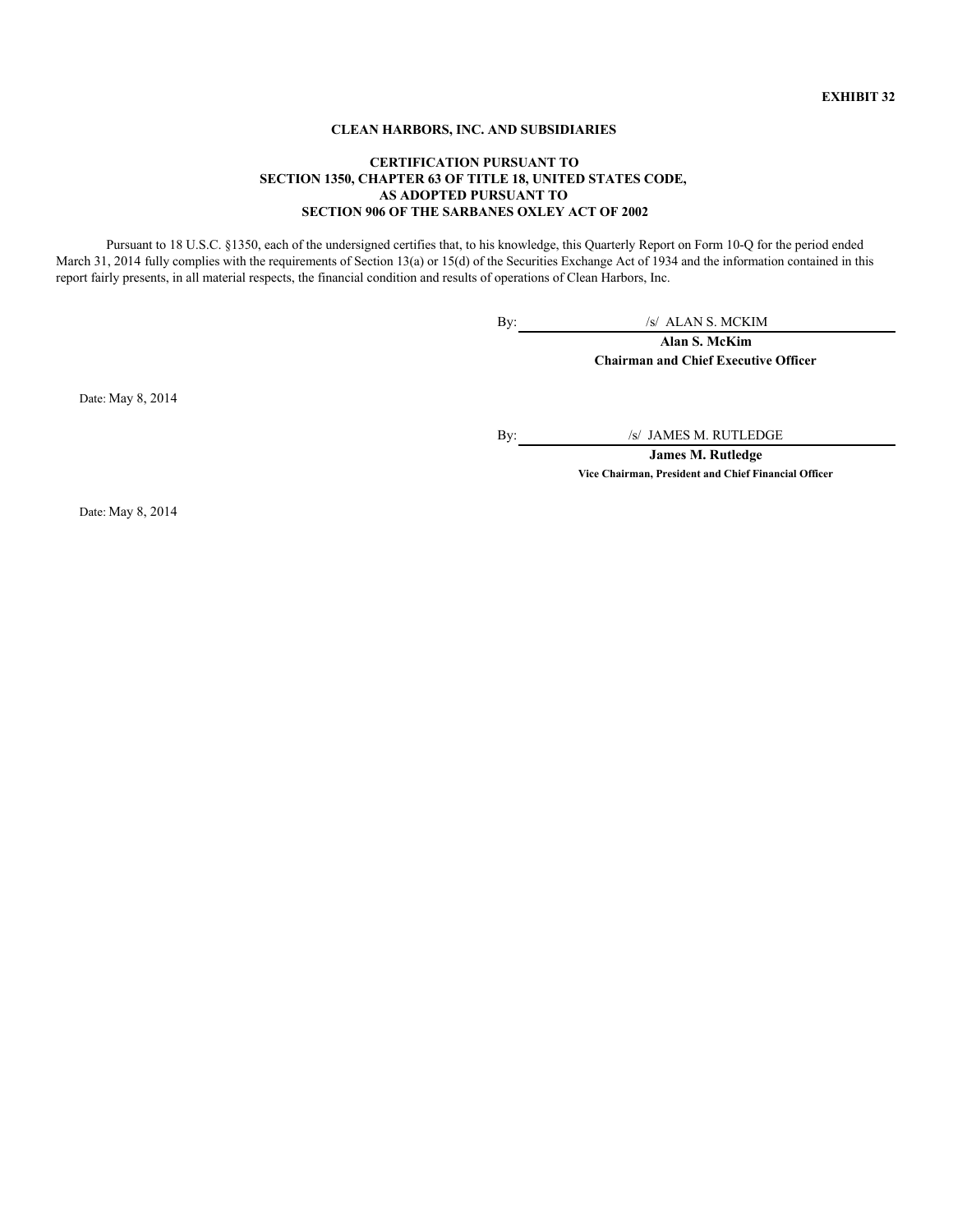**EXHIBIT 32**

**CLEAN HARBORS, INC. AND SUBSIDIARIES**

**CERTIFICATION PURSUANT TO SECTION 1350, CHAPTER 63 OF TITLE 18, UNITED STATES CODE, AS ADOPTED PURSUANT TO SECTION 906 OF THE SARBANES OXLEY ACT OF 2002**

Pursuant to 18 U.S.C. §1350, each of the undersigned certifies that, to his knowledge, this Quarterly Report on Form 10-Q for the period ended March 31, 2014 fully complies with the requirements of Section 13(a) or 15(d) of the Securities Exchange Act of 1934 and the information contained in this report fairly presents, in all material respects, the financial condition and results of operations of Clean Harbors, Inc.

By: /s/ ALAN S. MCKIM

**Alan S. McKim**
**Chairman and Chief Executive Officer**

Date: May 8, 2014

By: /s/ JAMES M. RUTLEDGE

**James M. Rutledge**
**Vice Chairman, President and Chief Financial Officer**

Date: May 8, 2014